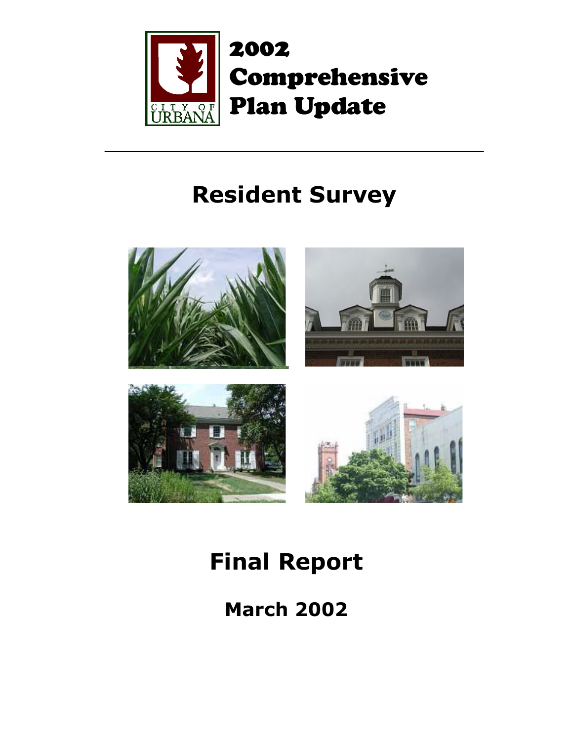# 2002 Comprehensive Plan Update

CITY OF URBANA

## Resident Survey

## Final Report

### March 2002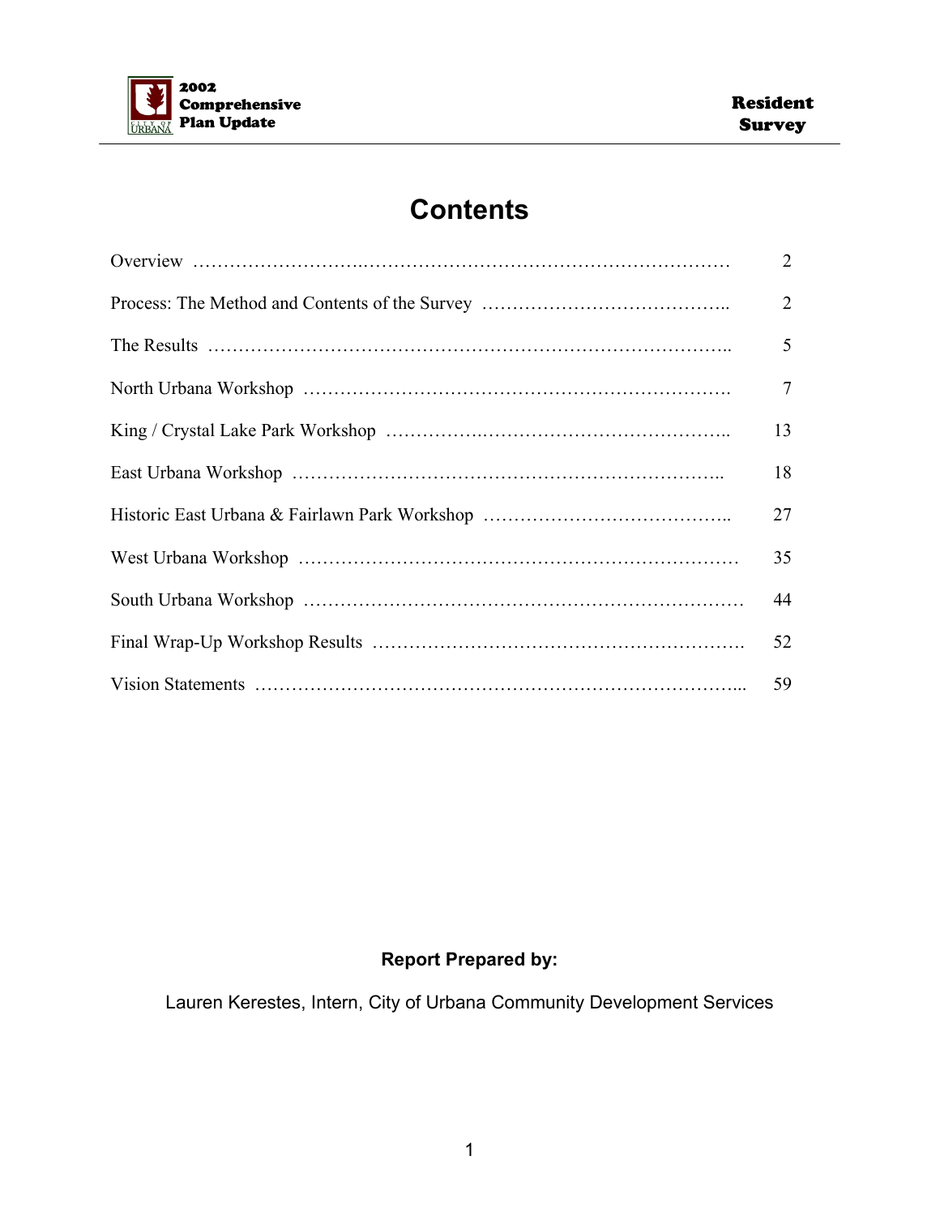# Contents

| | |
|---|---|
| Overview | 2 |
| Process: The Method and Contents of the Survey | 2 |
| The Results | 5 |
| North Urbana Workshop | 7 |
| King / Crystal Lake Park Workshop | 13 |
| East Urbana Workshop | 18 |
| Historic East Urbana & Fairlawn Park Workshop | 27 |
| West Urbana Workshop | 35 |
| South Urbana Workshop | 44 |
| Final Wrap-Up Workshop Results | 52 |
| Vision Statements | 59 |

**Report Prepared by:**

Lauren Kerestes, Intern, City of Urbana Community Development Services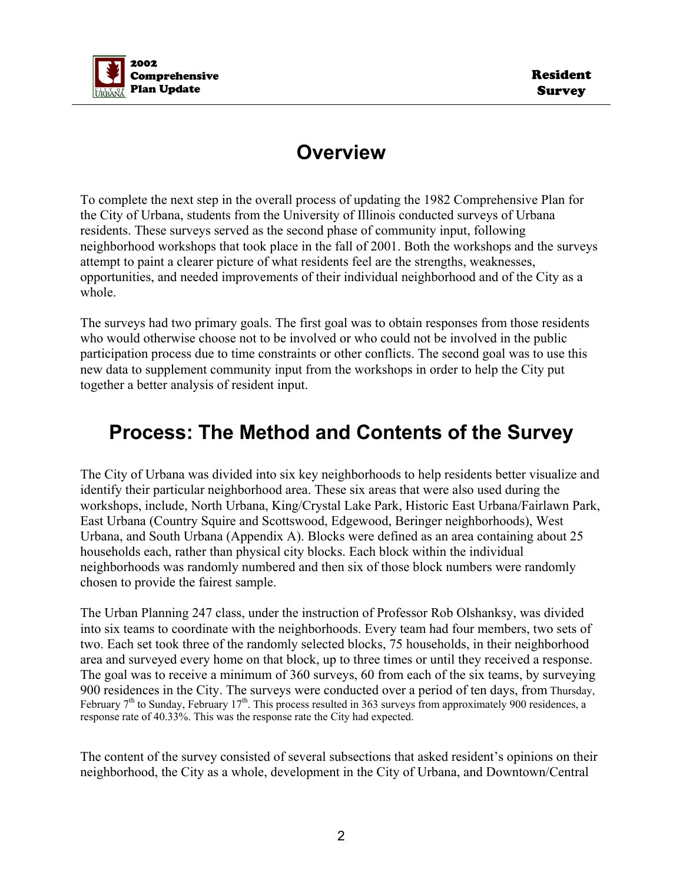## Overview

To complete the next step in the overall process of updating the 1982 Comprehensive Plan for the City of Urbana, students from the University of Illinois conducted surveys of Urbana residents. These surveys served as the second phase of community input, following neighborhood workshops that took place in the fall of 2001. Both the workshops and the surveys attempt to paint a clearer picture of what residents feel are the strengths, weaknesses, opportunities, and needed improvements of their individual neighborhood and of the City as a whole.

The surveys had two primary goals. The first goal was to obtain responses from those residents who would otherwise choose not to be involved or who could not be involved in the public participation process due to time constraints or other conflicts. The second goal was to use this new data to supplement community input from the workshops in order to help the City put together a better analysis of resident input.

## Process: The Method and Contents of the Survey

The City of Urbana was divided into six key neighborhoods to help residents better visualize and identify their particular neighborhood area. These six areas that were also used during the workshops, include, North Urbana, King/Crystal Lake Park, Historic East Urbana/Fairlawn Park, East Urbana (Country Squire and Scottswood, Edgewood, Beringer neighborhoods), West Urbana, and South Urbana (Appendix A). Blocks were defined as an area containing about 25 households each, rather than physical city blocks. Each block within the individual neighborhoods was randomly numbered and then six of those block numbers were randomly chosen to provide the fairest sample.

The Urban Planning 247 class, under the instruction of Professor Rob Olshanksy, was divided into six teams to coordinate with the neighborhoods. Every team had four members, two sets of two. Each set took three of the randomly selected blocks, 75 households, in their neighborhood area and surveyed every home on that block, up to three times or until they received a response. The goal was to receive a minimum of 360 surveys, 60 from each of the six teams, by surveying 900 residences in the City. The surveys were conducted over a period of ten days, from Thursday, February 7th to Sunday, February 17th. This process resulted in 363 surveys from approximately 900 residences, a response rate of 40.33%. This was the response rate the City had expected.

The content of the survey consisted of several subsections that asked resident's opinions on their neighborhood, the City as a whole, development in the City of Urbana, and Downtown/Central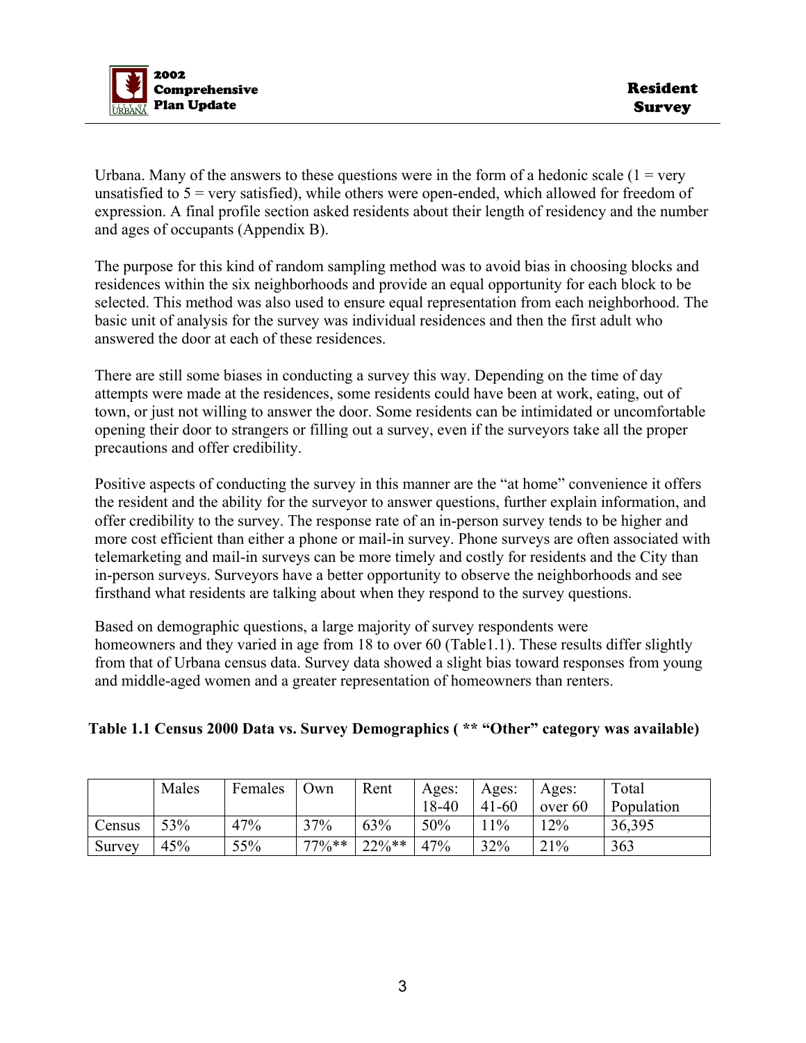Urbana. Many of the answers to these questions were in the form of a hedonic scale (1 = very unsatisfied to 5 = very satisfied), while others were open-ended, which allowed for freedom of expression. A final profile section asked residents about their length of residency and the number and ages of occupants (Appendix B).

The purpose for this kind of random sampling method was to avoid bias in choosing blocks and residences within the six neighborhoods and provide an equal opportunity for each block to be selected. This method was also used to ensure equal representation from each neighborhood. The basic unit of analysis for the survey was individual residences and then the first adult who answered the door at each of these residences.

There are still some biases in conducting a survey this way. Depending on the time of day attempts were made at the residences, some residents could have been at work, eating, out of town, or just not willing to answer the door. Some residents can be intimidated or uncomfortable opening their door to strangers or filling out a survey, even if the surveyors take all the proper precautions and offer credibility.

Positive aspects of conducting the survey in this manner are the "at home" convenience it offers the resident and the ability for the surveyor to answer questions, further explain information, and offer credibility to the survey. The response rate of an in-person survey tends to be higher and more cost efficient than either a phone or mail-in survey. Phone surveys are often associated with telemarketing and mail-in surveys can be more timely and costly for residents and the City than in-person surveys. Surveyors have a better opportunity to observe the neighborhoods and see firsthand what residents are talking about when they respond to the survey questions.

Based on demographic questions, a large majority of survey respondents were homeowners and they varied in age from 18 to over 60 (Table1.1). These results differ slightly from that of Urbana census data. Survey data showed a slight bias toward responses from young and middle-aged women and a greater representation of homeowners than renters.

**Table 1.1 Census 2000 Data vs. Survey Demographics ( ** "Other" category was available)**

| | Males | Females | Own | Rent | Ages: 18-40 | Ages: 41-60 | Ages: over 60 | Total Population |
|---|---|---|---|---|---|---|---|---|
| Census | 53% | 47% | 37% | 63% | 50% | 11% | 12% | 36,395 |
| Survey | 45% | 55% | 77%** | 22%** | 47% | 32% | 21% | 363 |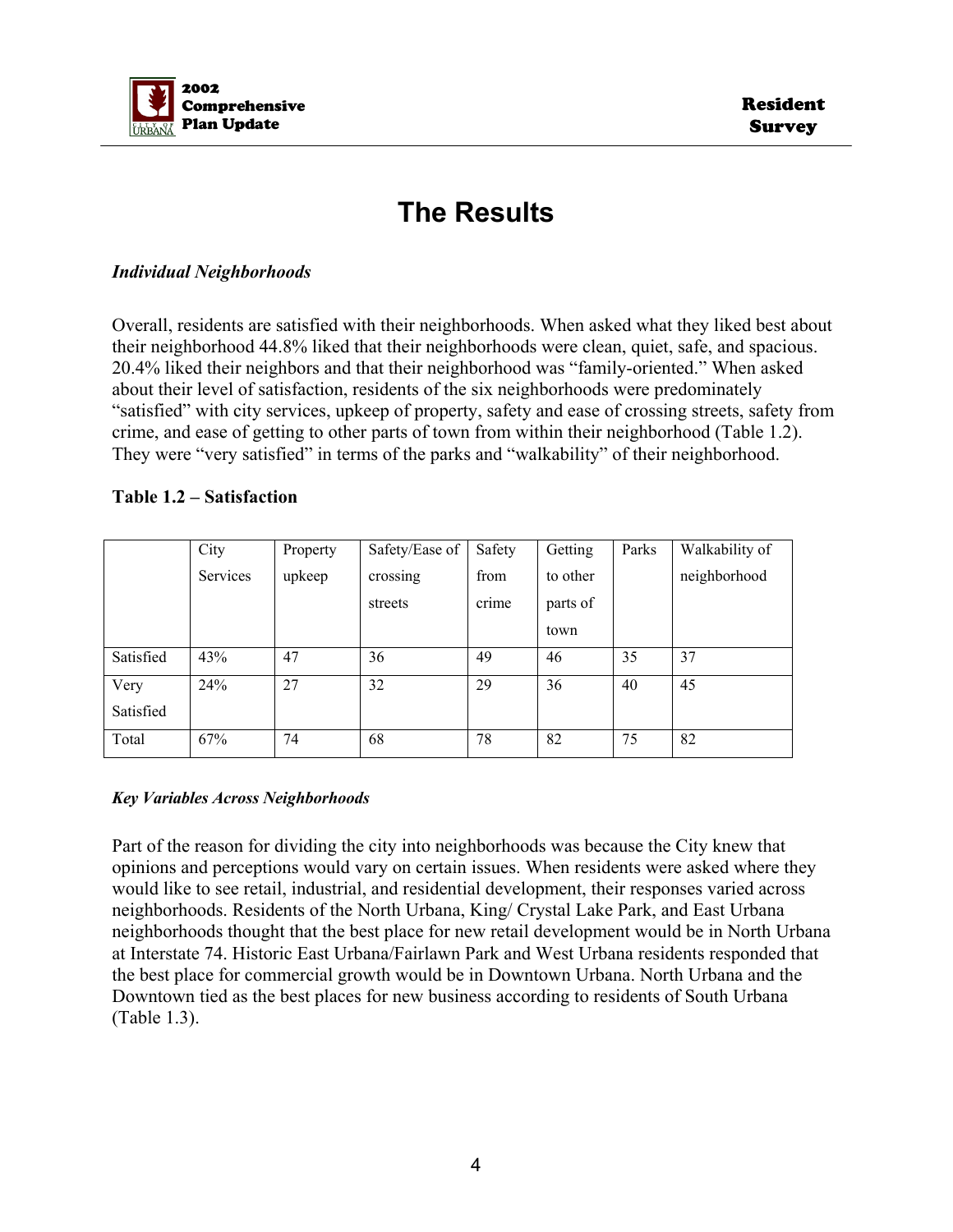# The Results

***Individual Neighborhoods***

Overall, residents are satisfied with their neighborhoods. When asked what they liked best about their neighborhood 44.8% liked that their neighborhoods were clean, quiet, safe, and spacious. 20.4% liked their neighbors and that their neighborhood was "family-oriented." When asked about their level of satisfaction, residents of the six neighborhoods were predominately "satisfied" with city services, upkeep of property, safety and ease of crossing streets, safety from crime, and ease of getting to other parts of town from within their neighborhood (Table 1.2). They were "very satisfied" in terms of the parks and "walkability" of their neighborhood.

**Table 1.2 – Satisfaction**

| | City Services | Property upkeep | Safety/Ease of crossing streets | Safety from crime | Getting to other parts of town | Parks | Walkability of neighborhood |
|---|---|---|---|---|---|---|---|
| Satisfied | 43% | 47 | 36 | 49 | 46 | 35 | 37 |
| Very Satisfied | 24% | 27 | 32 | 29 | 36 | 40 | 45 |
| Total | 67% | 74 | 68 | 78 | 82 | 75 | 82 |

***Key Variables Across Neighborhoods***

Part of the reason for dividing the city into neighborhoods was because the City knew that opinions and perceptions would vary on certain issues. When residents were asked where they would like to see retail, industrial, and residential development, their responses varied across neighborhoods. Residents of the North Urbana, King/ Crystal Lake Park, and East Urbana neighborhoods thought that the best place for new retail development would be in North Urbana at Interstate 74. Historic East Urbana/Fairlawn Park and West Urbana residents responded that the best place for commercial growth would be in Downtown Urbana. North Urbana and the Downtown tied as the best places for new business according to residents of South Urbana (Table 1.3).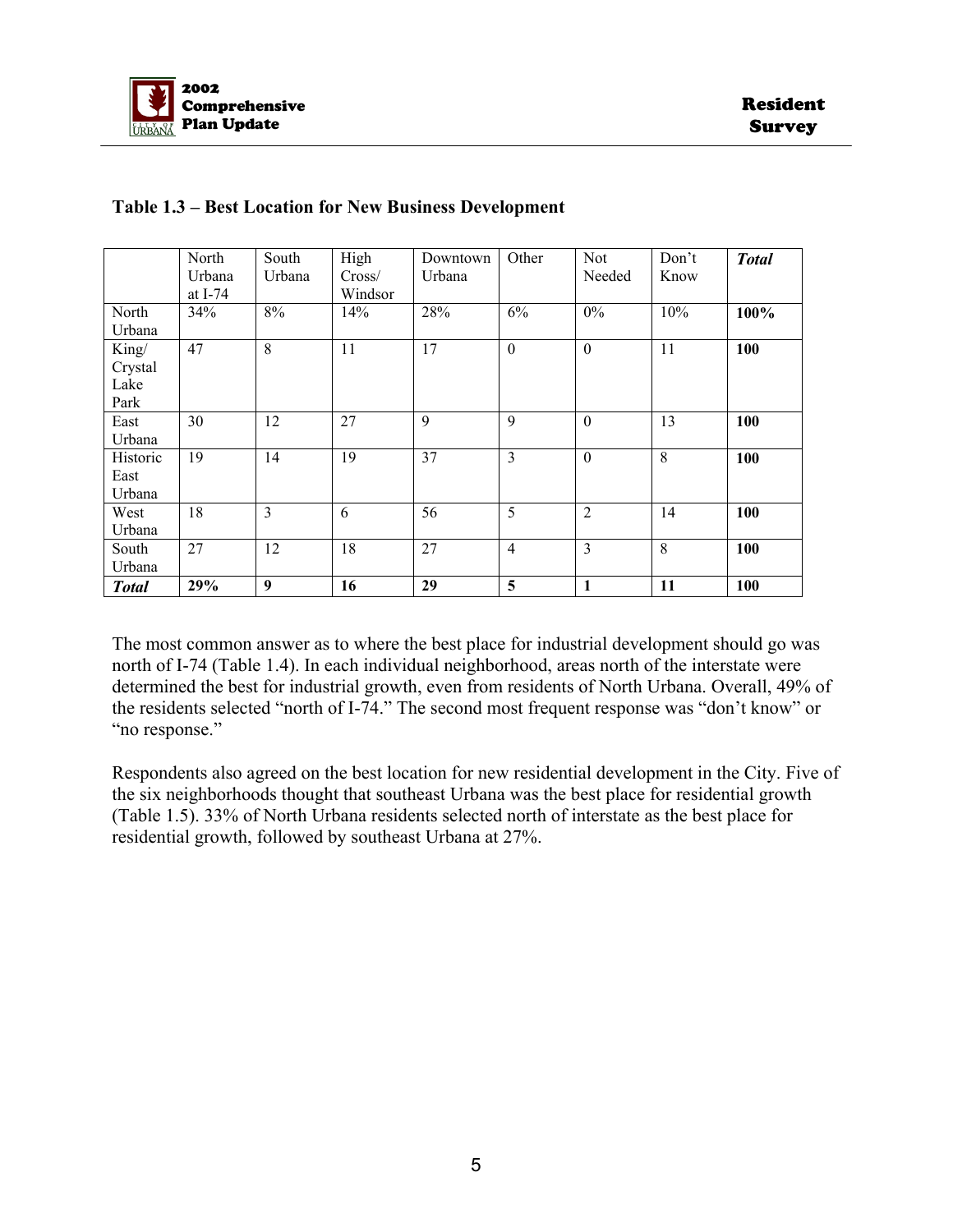**Table 1.3 – Best Location for New Business Development**

| | North Urbana at I-74 | South Urbana | High Cross/ Windsor | Downtown Urbana | Other | Not Needed | Don't Know | ***Total*** |
|---|---|---|---|---|---|---|---|---|
| North Urbana | 34% | 8% | 14% | 28% | 6% | 0% | 10% | **100%** |
| King/ Crystal Lake Park | 47 | 8 | 11 | 17 | 0 | 0 | 11 | **100** |
| East Urbana | 30 | 12 | 27 | 9 | 9 | 0 | 13 | **100** |
| Historic East Urbana | 19 | 14 | 19 | 37 | 3 | 0 | 8 | **100** |
| West Urbana | 18 | 3 | 6 | 56 | 5 | 2 | 14 | **100** |
| South Urbana | 27 | 12 | 18 | 27 | 4 | 3 | 8 | **100** |
| ***Total*** | **29%** | **9** | **16** | **29** | **5** | **1** | **11** | **100** |

The most common answer as to where the best place for industrial development should go was north of I-74 (Table 1.4). In each individual neighborhood, areas north of the interstate were determined the best for industrial growth, even from residents of North Urbana. Overall, 49% of the residents selected "north of I-74." The second most frequent response was "don't know" or "no response."

Respondents also agreed on the best location for new residential development in the City. Five of the six neighborhoods thought that southeast Urbana was the best place for residential growth (Table 1.5). 33% of North Urbana residents selected north of interstate as the best place for residential growth, followed by southeast Urbana at 27%.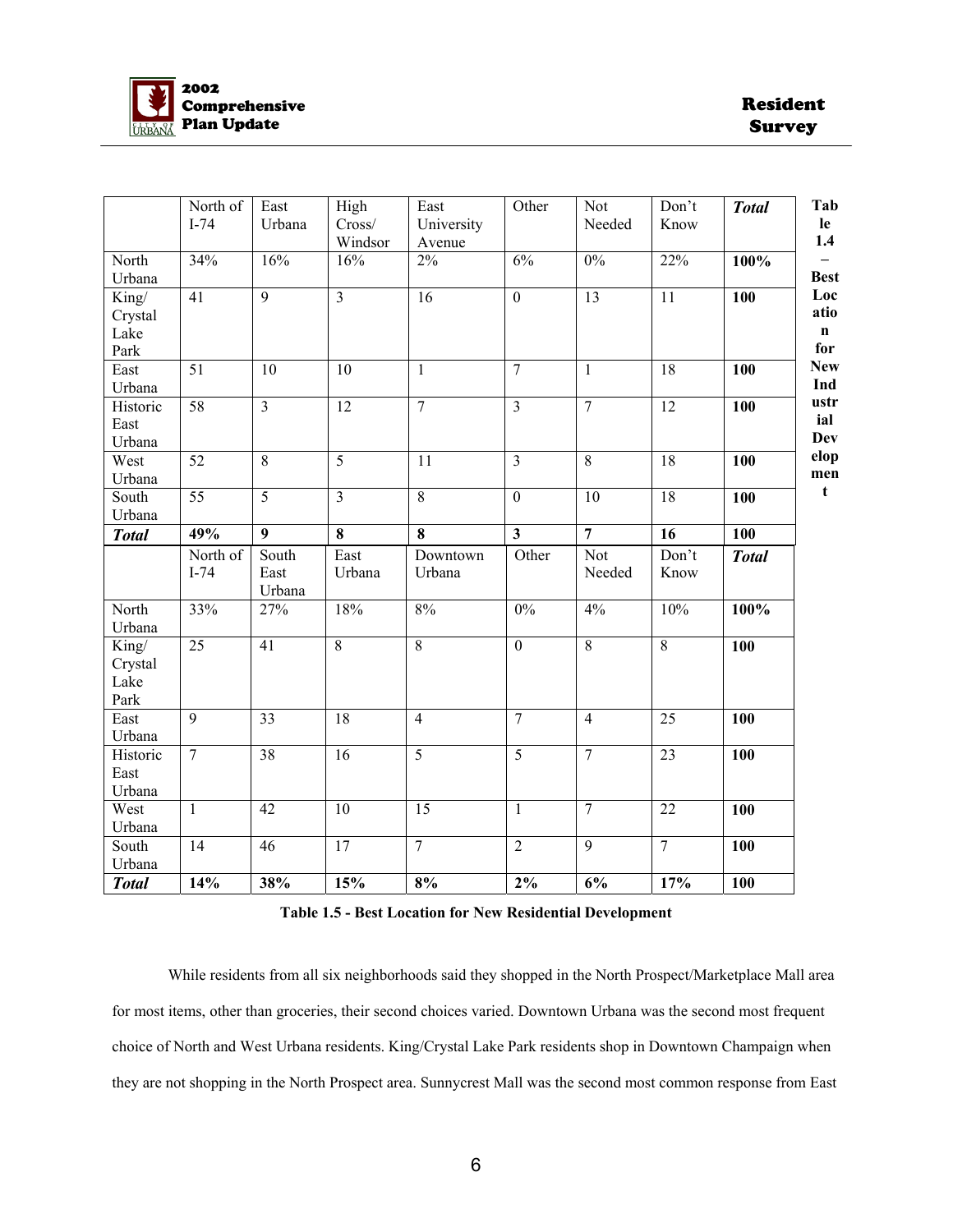**Table 1.4 – Best Location for New Industrial Development**

| | North of I-74 | East Urbana | High Cross/ Windsor | East University Avenue | Other | Not Needed | Don't Know | ***Total*** |
|---|---|---|---|---|---|---|---|---|
| North Urbana | 34% | 16% | 16% | 2% | 6% | 0% | 22% | **100%** |
| King/ Crystal Lake Park | 41 | 9 | 3 | 16 | 0 | 13 | 11 | **100** |
| East Urbana | 51 | 10 | 10 | 1 | 7 | 1 | 18 | **100** |
| Historic East Urbana | 58 | 3 | 12 | 7 | 3 | 7 | 12 | **100** |
| West Urbana | 52 | 8 | 5 | 11 | 3 | 8 | 18 | **100** |
| South Urbana | 55 | 5 | 3 | 8 | 0 | 10 | 18 | **100** |
| ***Total*** | **49%** | **9** | **8** | **8** | **3** | **7** | **16** | **100** |

| | North of I-74 | South East Urbana | East Urbana | Downtown Urbana | Other | Not Needed | Don't Know | ***Total*** |
|---|---|---|---|---|---|---|---|---|
| North Urbana | 33% | 27% | 18% | 8% | 0% | 4% | 10% | **100%** |
| King/ Crystal Lake Park | 25 | 41 | 8 | 8 | 0 | 8 | 8 | **100** |
| East Urbana | 9 | 33 | 18 | 4 | 7 | 4 | 25 | **100** |
| Historic East Urbana | 7 | 38 | 16 | 5 | 5 | 7 | 23 | **100** |
| West Urbana | 1 | 42 | 10 | 15 | 1 | 7 | 22 | **100** |
| South Urbana | 14 | 46 | 17 | 7 | 2 | 9 | 7 | **100** |
| ***Total*** | **14%** | **38%** | **15%** | **8%** | **2%** | **6%** | **17%** | **100** |

**Table 1.5 - Best Location for New Residential Development**

While residents from all six neighborhoods said they shopped in the North Prospect/Marketplace Mall area for most items, other than groceries, their second choices varied. Downtown Urbana was the second most frequent choice of North and West Urbana residents. King/Crystal Lake Park residents shop in Downtown Champaign when they are not shopping in the North Prospect area. Sunnycrest Mall was the second most common response from East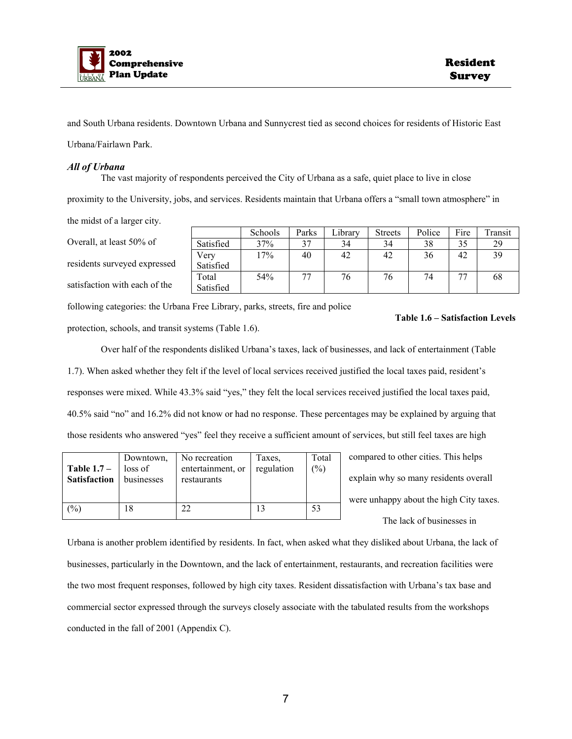and South Urbana residents. Downtown Urbana and Sunnycrest tied as second choices for residents of Historic East Urbana/Fairlawn Park.

***All of Urbana***

The vast majority of respondents perceived the City of Urbana as a safe, quiet place to live in close proximity to the University, jobs, and services. Residents maintain that Urbana offers a "small town atmosphere" in the midst of a larger city.

Overall, at least 50% of residents surveyed expressed satisfaction with each of the following categories: the Urbana Free Library, parks, streets, fire and police protection, schools, and transit systems (Table 1.6).

| | Schools | Parks | Library | Streets | Police | Fire | Transit |
|---|---|---|---|---|---|---|---|
| Satisfied | 37% | 37 | 34 | 34 | 38 | 35 | 29 |
| Very Satisfied | 17% | 40 | 42 | 42 | 36 | 42 | 39 |
| Total Satisfied | 54% | 77 | 76 | 76 | 74 | 77 | 68 |

**Table 1.6 – Satisfaction Levels**

Over half of the respondents disliked Urbana's taxes, lack of businesses, and lack of entertainment (Table 1.7). When asked whether they felt if the level of local services received justified the local taxes paid, resident's responses were mixed. While 43.3% said "yes," they felt the local services received justified the local taxes paid, 40.5% said "no" and 16.2% did not know or had no response. These percentages may be explained by arguing that those residents who answered "yes" feel they receive a sufficient amount of services, but still feel taxes are high compared to other cities. This helps explain why so many residents overall were unhappy about the high City taxes.

| **Table 1.7 – Satisfaction** | Downtown, loss of businesses | No recreation entertainment, or restaurants | Taxes, regulation | Total (%) |
|---|---|---|---|---|
| (%) | 18 | 22 | 13 | 53 |

The lack of businesses in Urbana is another problem identified by residents. In fact, when asked what they disliked about Urbana, the lack of businesses, particularly in the Downtown, and the lack of entertainment, restaurants, and recreation facilities were the two most frequent responses, followed by high city taxes. Resident dissatisfaction with Urbana's tax base and commercial sector expressed through the surveys closely associate with the tabulated results from the workshops conducted in the fall of 2001 (Appendix C).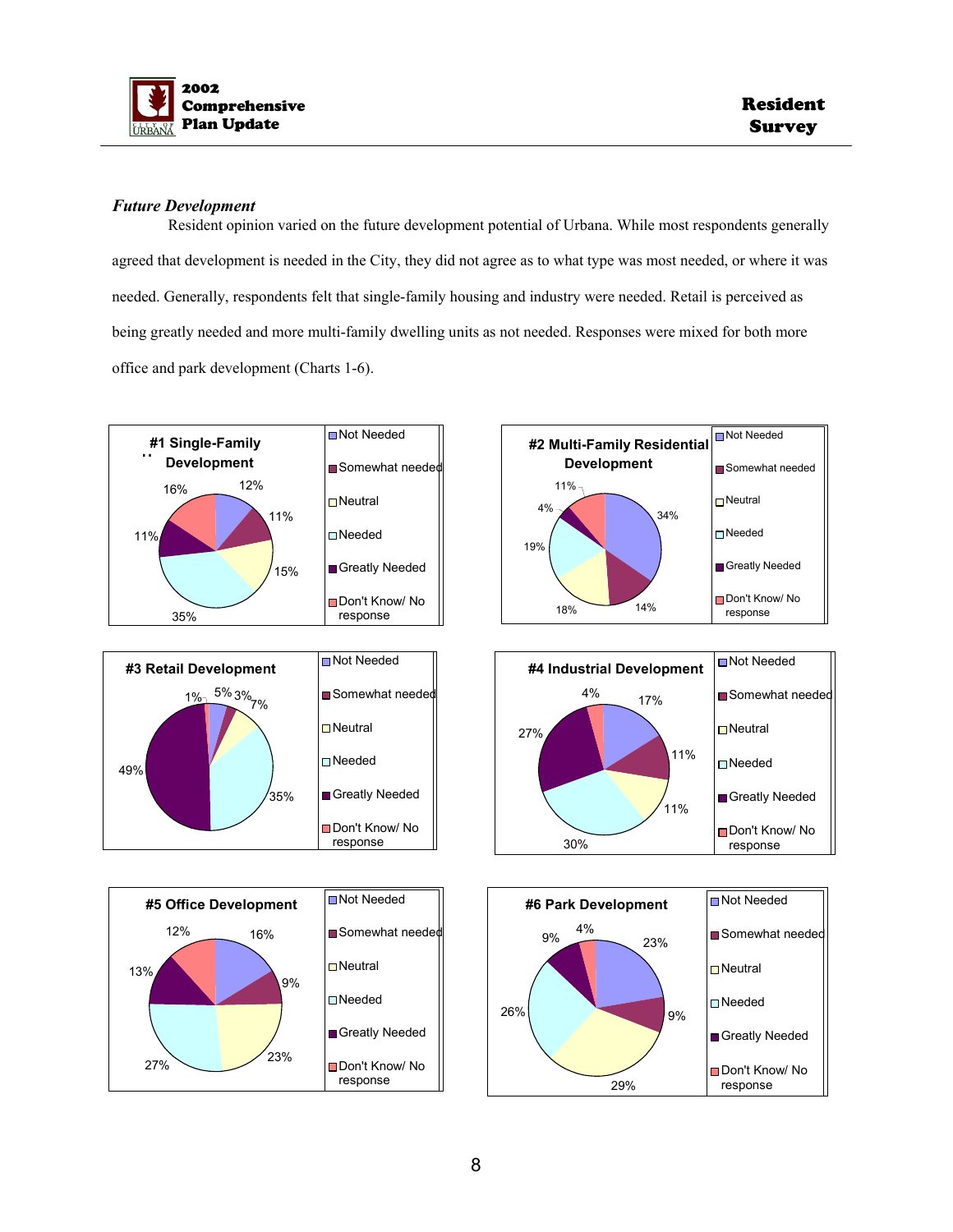### *Future Development*

Resident opinion varied on the future development potential of Urbana. While most respondents generally agreed that development is needed in the City, they did not agree as to what type was most needed, or where it was needed. Generally, respondents felt that single-family housing and industry were needed. Retail is perceived as being greatly needed and more multi-family dwelling units as not needed. Responses were mixed for both more office and park development (Charts 1-6).

**#1 Single-Family Development**

| Response | Percent |
|---|---|
| Not Needed | 12% |
| Somewhat needed | 11% |
| Neutral | 15% |
| Needed | 35% |
| Greatly Needed | 11% |
| Don't Know/ No response | 16% |

**#2 Multi-Family Residential Development**

| Response | Percent |
|---|---|
| Not Needed | 34% |
| Somewhat needed | 14% |
| Neutral | 18% |
| Needed | 19% |
| Greatly Needed | 4% |
| Don't Know/ No response | 11% |

**#3 Retail Development**

| Response | Percent |
|---|---|
| Not Needed | 5% |
| Somewhat needed | 3% |
| Neutral | 7% |
| Needed | 35% |
| Greatly Needed | 49% |
| Don't Know/ No response | 1% |

**#4 Industrial Development**

| Response | Percent |
|---|---|
| Not Needed | 17% |
| Somewhat needed | 11% |
| Neutral | 11% |
| Needed | 30% |
| Greatly Needed | 27% |
| Don't Know/ No response | 4% |

**#5 Office Development**

| Response | Percent |
|---|---|
| Not Needed | 16% |
| Somewhat needed | 9% |
| Neutral | 23% |
| Needed | 27% |
| Greatly Needed | 13% |
| Don't Know/ No response | 12% |

**#6 Park Development**

| Response | Percent |
|---|---|
| Not Needed | 23% |
| Somewhat needed | 9% |
| Neutral | 29% |
| Needed | 26% |
| Greatly Needed | 9% |
| Don't Know/ No response | 4% |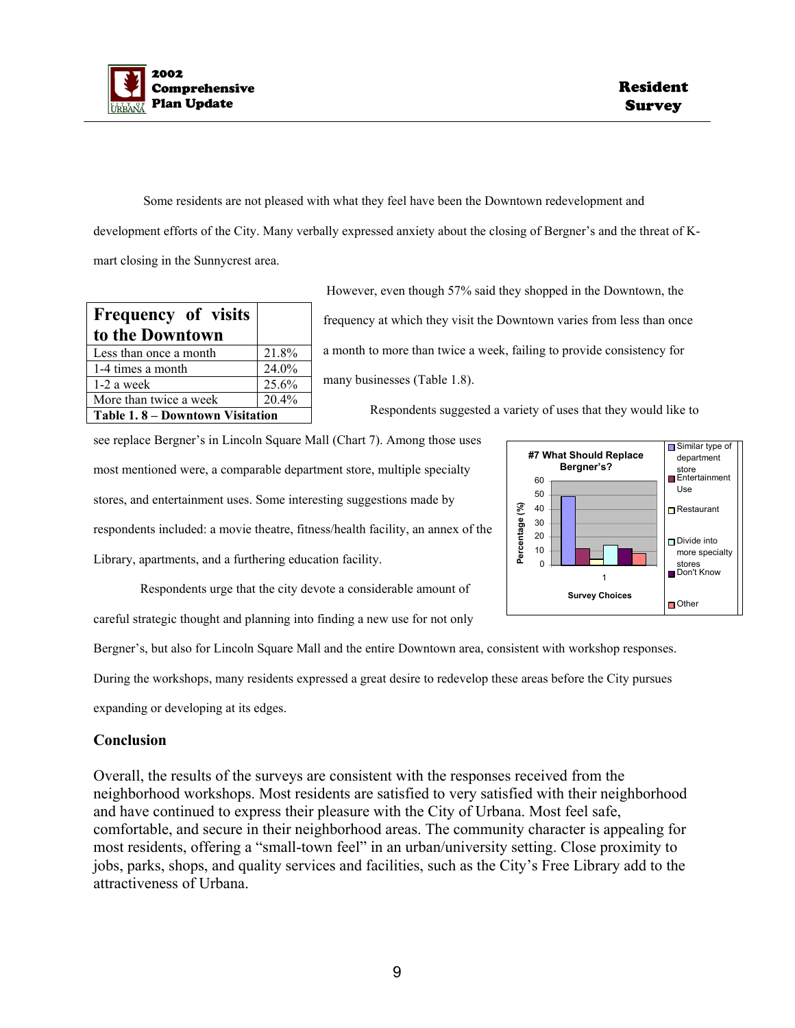Some residents are not pleased with what they feel have been the Downtown redevelopment and development efforts of the City. Many verbally expressed anxiety about the closing of Bergner's and the threat of K-mart closing in the Sunnycrest area.

However, even though 57% said they shopped in the Downtown, the frequency at which they visit the Downtown varies from less than once a month to more than twice a week, failing to provide consistency for many businesses (Table 1.8).

| Frequency of visits to the Downtown | |
|---|---|
| Less than once a month | 21.8% |
| 1-4 times a month | 24.0% |
| 1-2 a week | 25.6% |
| More than twice a week | 20.4% |

**Table 1. 8 – Downtown Visitation**

Respondents suggested a variety of uses that they would like to see replace Bergner's in Lincoln Square Mall (Chart 7). Among those uses most mentioned were, a comparable department store, multiple specialty stores, and entertainment uses. Some interesting suggestions made by respondents included: a movie theatre, fitness/health facility, an annex of the Library, apartments, and a furthering education facility.

Respondents urge that the city devote a considerable amount of careful strategic thought and planning into finding a new use for not only Bergner's, but also for Lincoln Square Mall and the entire Downtown area, consistent with workshop responses. During the workshops, many residents expressed a great desire to redevelop these areas before the City pursues expanding or developing at its edges.

## Conclusion

Overall, the results of the surveys are consistent with the responses received from the neighborhood workshops. Most residents are satisfied to very satisfied with their neighborhood and have continued to express their pleasure with the City of Urbana. Most feel safe, comfortable, and secure in their neighborhood areas. The community character is appealing for most residents, offering a "small-town feel" in an urban/university setting. Close proximity to jobs, parks, shops, and quality services and facilities, such as the City's Free Library add to the attractiveness of Urbana.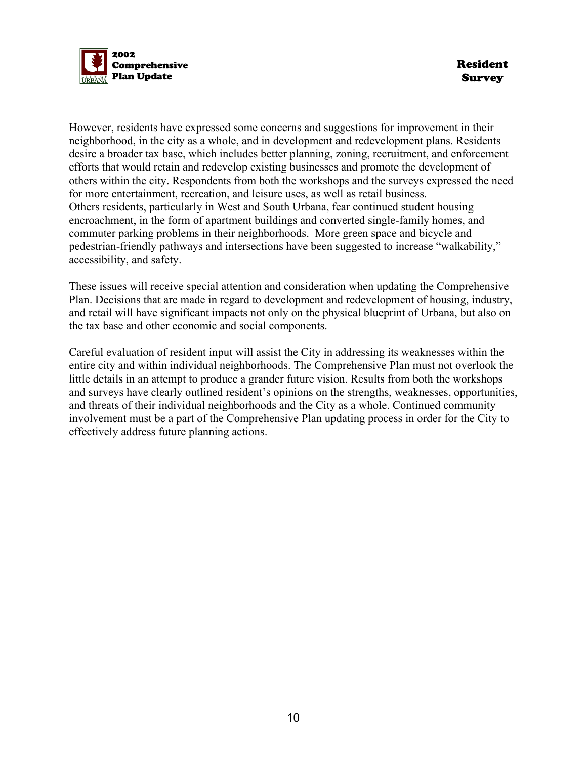However, residents have expressed some concerns and suggestions for improvement in their neighborhood, in the city as a whole, and in development and redevelopment plans. Residents desire a broader tax base, which includes better planning, zoning, recruitment, and enforcement efforts that would retain and redevelop existing businesses and promote the development of others within the city. Respondents from both the workshops and the surveys expressed the need for more entertainment, recreation, and leisure uses, as well as retail business.
Others residents, particularly in West and South Urbana, fear continued student housing encroachment, in the form of apartment buildings and converted single-family homes, and commuter parking problems in their neighborhoods. More green space and bicycle and pedestrian-friendly pathways and intersections have been suggested to increase "walkability," accessibility, and safety.

These issues will receive special attention and consideration when updating the Comprehensive Plan. Decisions that are made in regard to development and redevelopment of housing, industry, and retail will have significant impacts not only on the physical blueprint of Urbana, but also on the tax base and other economic and social components.

Careful evaluation of resident input will assist the City in addressing its weaknesses within the entire city and within individual neighborhoods. The Comprehensive Plan must not overlook the little details in an attempt to produce a grander future vision. Results from both the workshops and surveys have clearly outlined resident's opinions on the strengths, weaknesses, opportunities, and threats of their individual neighborhoods and the City as a whole. Continued community involvement must be a part of the Comprehensive Plan updating process in order for the City to effectively address future planning actions.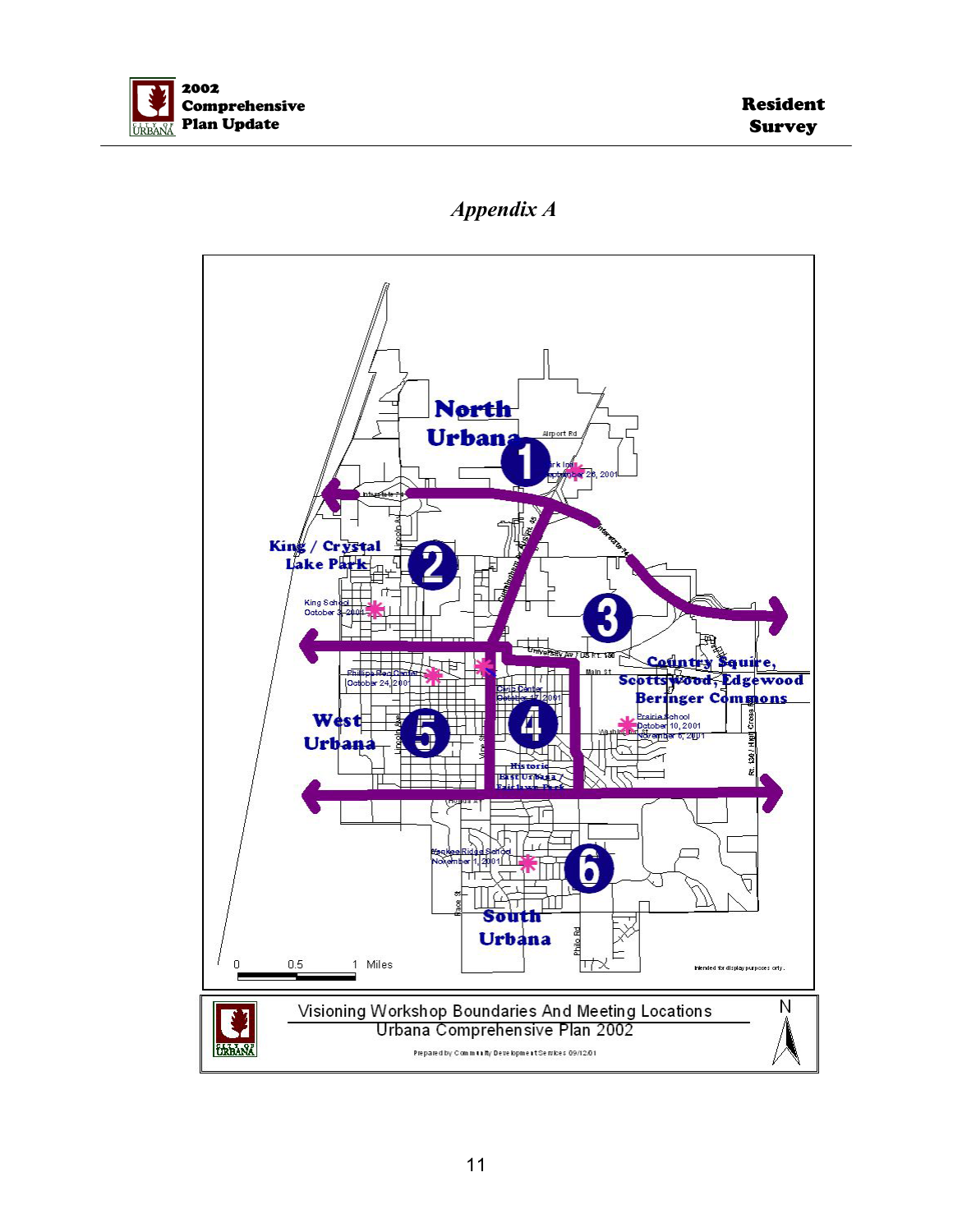## *Appendix A*

North Urbana

1

Airport Rd

Park Inn
September 26, 2001

Interstate 74

King / Crystal Lake Park

2

King School
October 3, 2001

3

University Av / US Rt. 150

Main St

Country Squire, Scottswood, Edgewood Beringer Commons

Phillips Rec Center
October 24, 2001

Civic Center
October 17, 2001

West Urbana

5

4

Prairie School
October 10, 2001
November 6, 2001

Historic East Urbana / Fair Lawn Park

Yankee Ridge School
November 1, 2001

6

South Urbana

0 0.5 1 Miles

Intended for display purposes only.

Visioning Workshop Boundaries And Meeting Locations
Urbana Comprehensive Plan 2002

Prepared by Community Development Services 09/12/01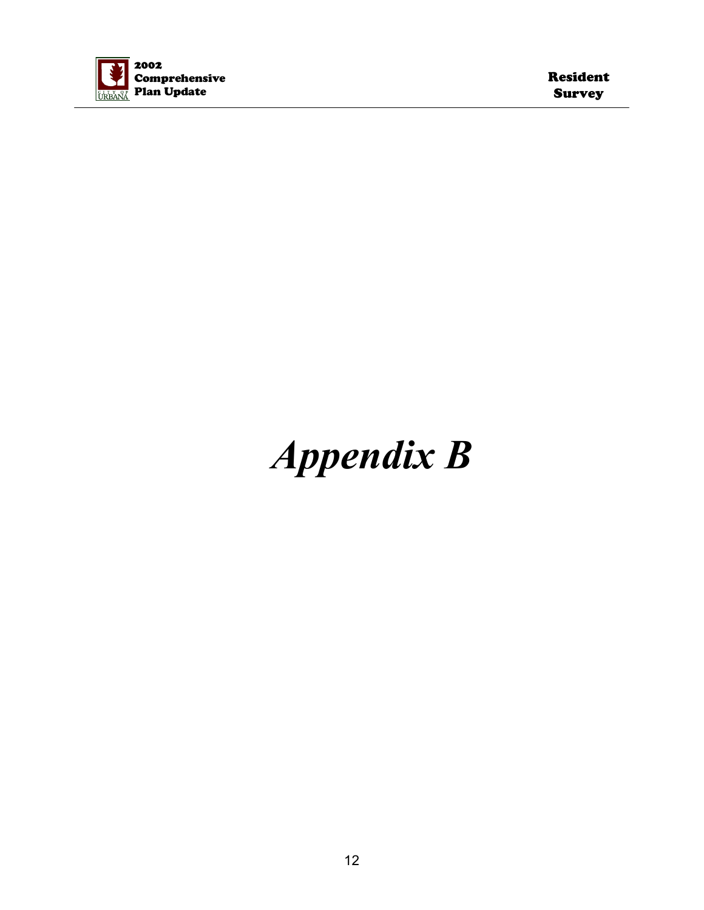# *Appendix B*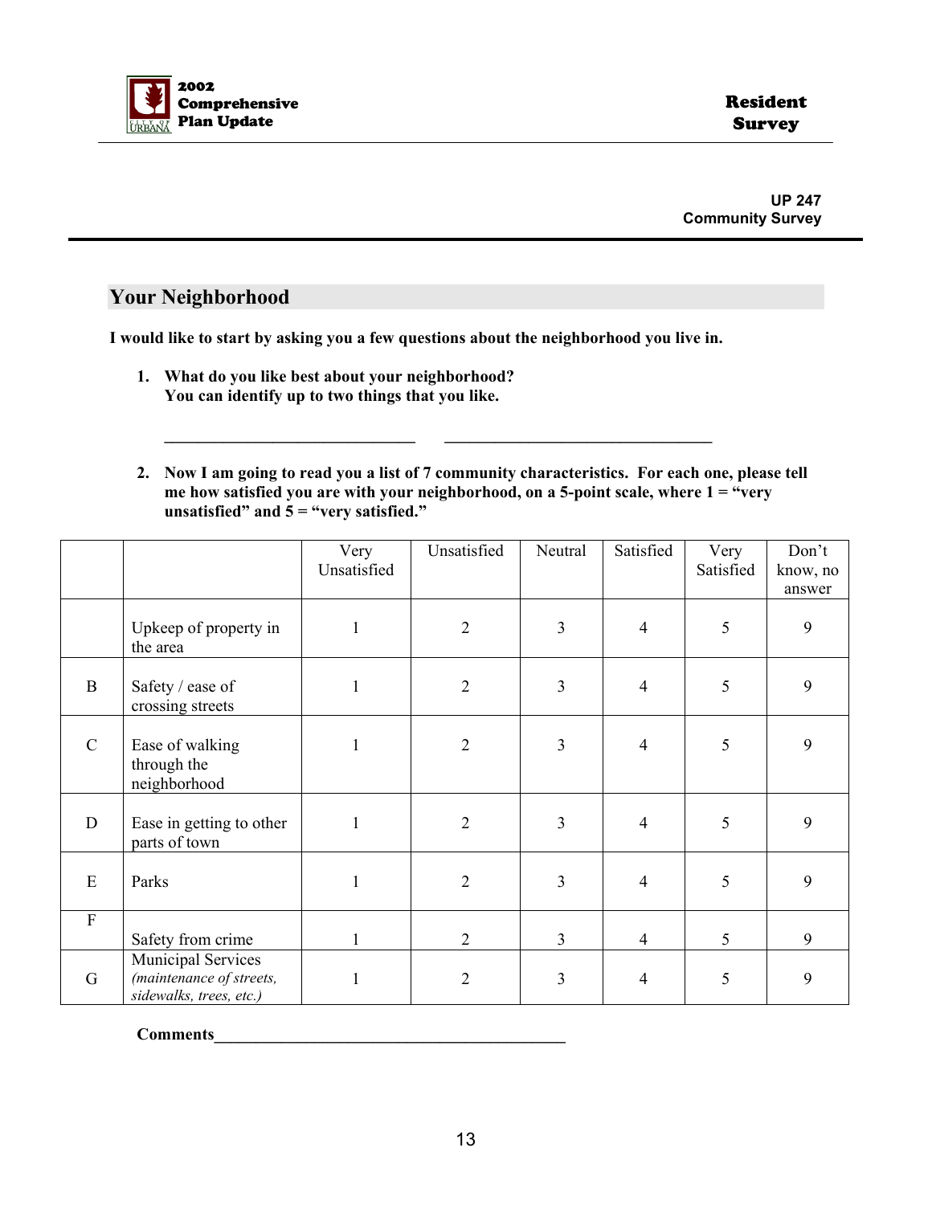**UP 247**
**Community Survey**

## Your Neighborhood

**I would like to start by asking you a few questions about the neighborhood you live in.**

1. **What do you like best about your neighborhood?**
   **You can identify up to two things that you like.**

   ______________________________ ________________________________

2. **Now I am going to read you a list of 7 community characteristics. For each one, please tell me how satisfied you are with your neighborhood, on a 5-point scale, where 1 = "very unsatisfied" and 5 = "very satisfied."**

| | | Very Unsatisfied | Unsatisfied | Neutral | Satisfied | Very Satisfied | Don't know, no answer |
|---|---|---|---|---|---|---|---|
| | Upkeep of property in the area | 1 | 2 | 3 | 4 | 5 | 9 |
| B | Safety / ease of crossing streets | 1 | 2 | 3 | 4 | 5 | 9 |
| C | Ease of walking through the neighborhood | 1 | 2 | 3 | 4 | 5 | 9 |
| D | Ease in getting to other parts of town | 1 | 2 | 3 | 4 | 5 | 9 |
| E | Parks | 1 | 2 | 3 | 4 | 5 | 9 |
| F | Safety from crime | 1 | 2 | 3 | 4 | 5 | 9 |
| G | Municipal Services *(maintenance of streets, sidewalks, trees, etc.)* | 1 | 2 | 3 | 4 | 5 | 9 |

**Comments**__________________________________________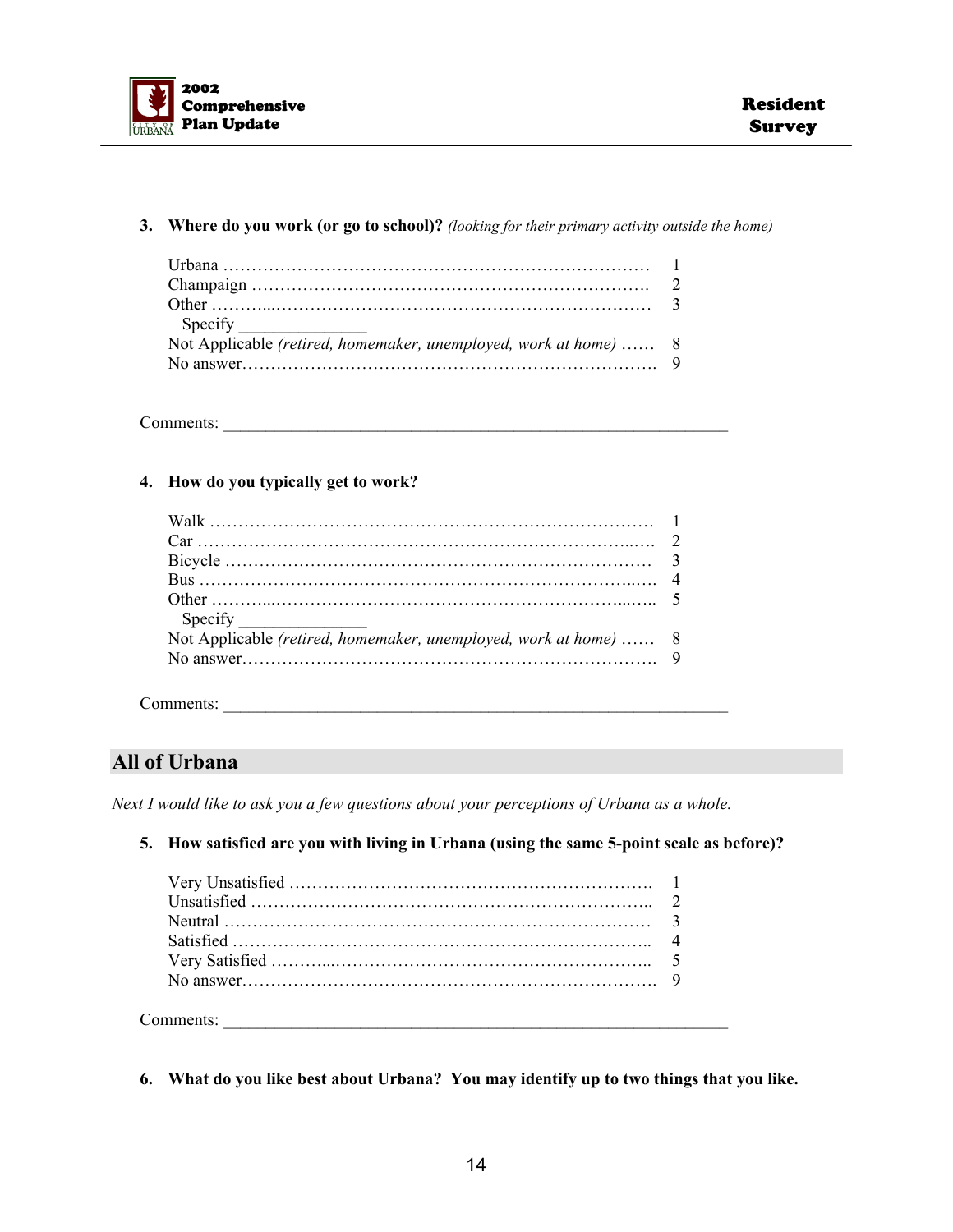**3. Where do you work (or go to school)?** *(looking for their primary activity outside the home)*

| | |
|---|---|
| Urbana | 1 |
| Champaign | 2 |
| Other | 3 |
| Specify ______________ | |
| Not Applicable *(retired, homemaker, unemployed, work at home)* | 8 |
| No answer | 9 |

Comments: ____________________________________________________________

**4. How do you typically get to work?**

| | |
|---|---|
| Walk | 1 |
| Car | 2 |
| Bicycle | 3 |
| Bus | 4 |
| Other | 5 |
| Specify ______________ | |
| Not Applicable *(retired, homemaker, unemployed, work at home)* | 8 |
| No answer | 9 |

Comments: ____________________________________________________________

## All of Urbana

*Next I would like to ask you a few questions about your perceptions of Urbana as a whole.*

**5. How satisfied are you with living in Urbana (using the same 5-point scale as before)?**

| | |
|---|---|
| Very Unsatisfied | 1 |
| Unsatisfied | 2 |
| Neutral | 3 |
| Satisfied | 4 |
| Very Satisfied | 5 |
| No answer | 9 |

Comments: ____________________________________________________________

**6. What do you like best about Urbana? You may identify up to two things that you like.**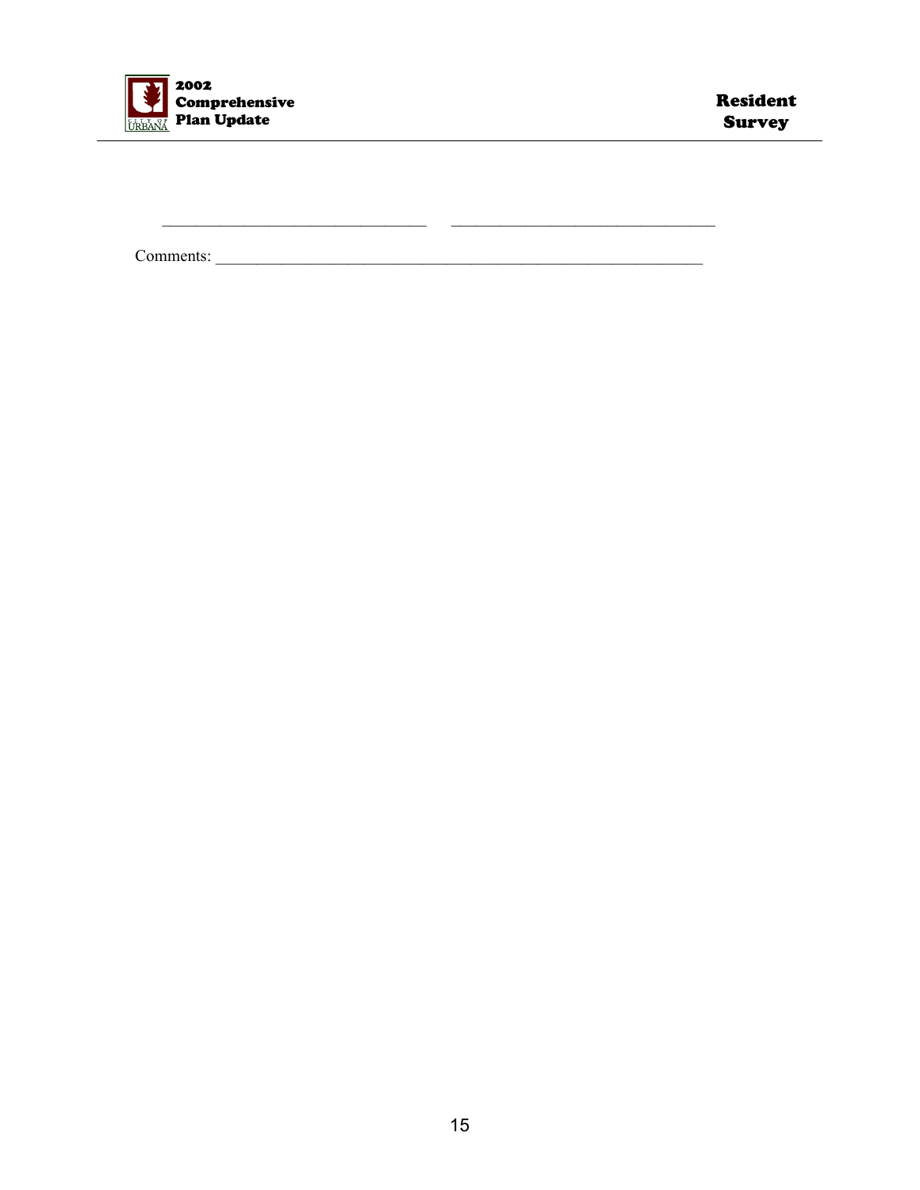_______________________________ _______________________________

Comments: __________________________________________________________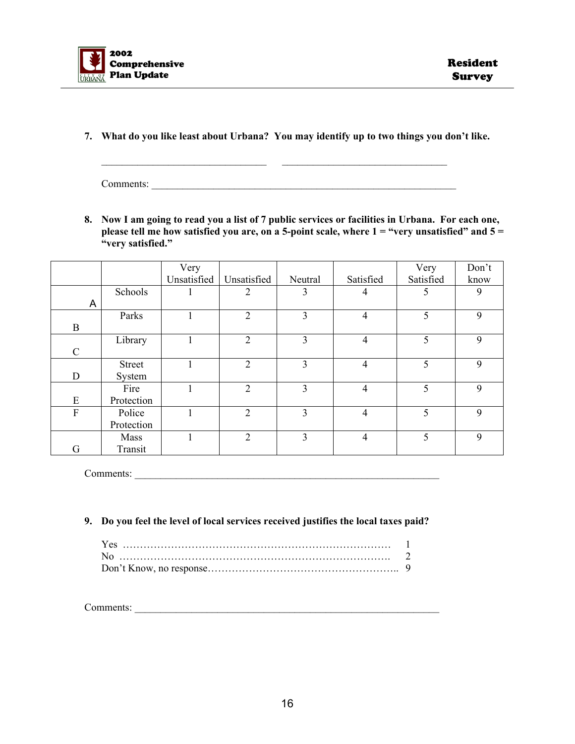**7. What do you like least about Urbana? You may identify up to two things you don't like.**

________________________________ ________________________________

Comments: ____________________________________________________________

**8. Now I am going to read you a list of 7 public services or facilities in Urbana. For each one, please tell me how satisfied you are, on a 5-point scale, where 1 = "very unsatisfied" and 5 = "very satisfied."**

| | | Very Unsatisfied | Unsatisfied | Neutral | Satisfied | Very Satisfied | Don't know |
|---|---|---|---|---|---|---|---|
| A | Schools | 1 | 2 | 3 | 4 | 5 | 9 |
| B | Parks | 1 | 2 | 3 | 4 | 5 | 9 |
| C | Library | 1 | 2 | 3 | 4 | 5 | 9 |
| D | Street System | 1 | 2 | 3 | 4 | 5 | 9 |
| E | Fire Protection | 1 | 2 | 3 | 4 | 5 | 9 |
| F | Police Protection | 1 | 2 | 3 | 4 | 5 | 9 |
| G | Mass Transit | 1 | 2 | 3 | 4 | 5 | 9 |

Comments: ____________________________________________________________

**9. Do you feel the level of local services received justifies the local taxes paid?**

Yes ……………………………………………………………………… 1
No ………………………………………………………………………. 2
Don't Know, no response……………………………………………….. 9

Comments: ____________________________________________________________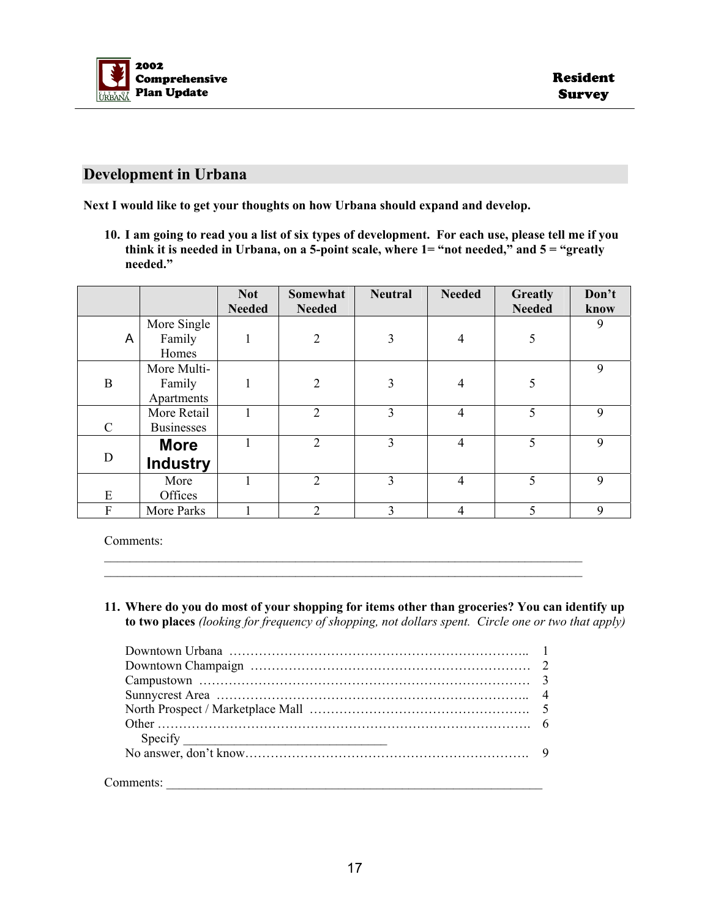## Development in Urbana

**Next I would like to get your thoughts on how Urbana should expand and develop.**

**10. I am going to read you a list of six types of development. For each use, please tell me if you think it is needed in Urbana, on a 5-point scale, where 1= "not needed," and 5 = "greatly needed."**

| | | Not Needed | Somewhat Needed | Neutral | Needed | Greatly Needed | Don't know |
|---|---|---|---|---|---|---|---|
| A | More Single Family Homes | 1 | 2 | 3 | 4 | 5 | 9 |
| B | More Multi-Family Apartments | 1 | 2 | 3 | 4 | 5 | 9 |
| C | More Retail Businesses | 1 | 2 | 3 | 4 | 5 | 9 |
| D | **More Industry** | 1 | 2 | 3 | 4 | 5 | 9 |
| E | More Offices | 1 | 2 | 3 | 4 | 5 | 9 |
| F | More Parks | 1 | 2 | 3 | 4 | 5 | 9 |

Comments:
___________________________________________________________________________
___________________________________________________________________________

**11. Where do you do most of your shopping for items other than groceries? You can identify up to two places** *(looking for frequency of shopping, not dollars spent. Circle one or two that apply)*

Downtown Urbana …………………………………………………………….. 1
Downtown Champaign ………………………………………………………… 2
Campustown …………………………………………………………………… 3
Sunnycrest Area ……………………………………………………………….. 4
North Prospect / Marketplace Mall ……………………………………………. 5
Other …………………………………………………………………………… 6
Specify ______________________________
No answer, don't know…………………………………………………………. 9

Comments: ___________________________________________________________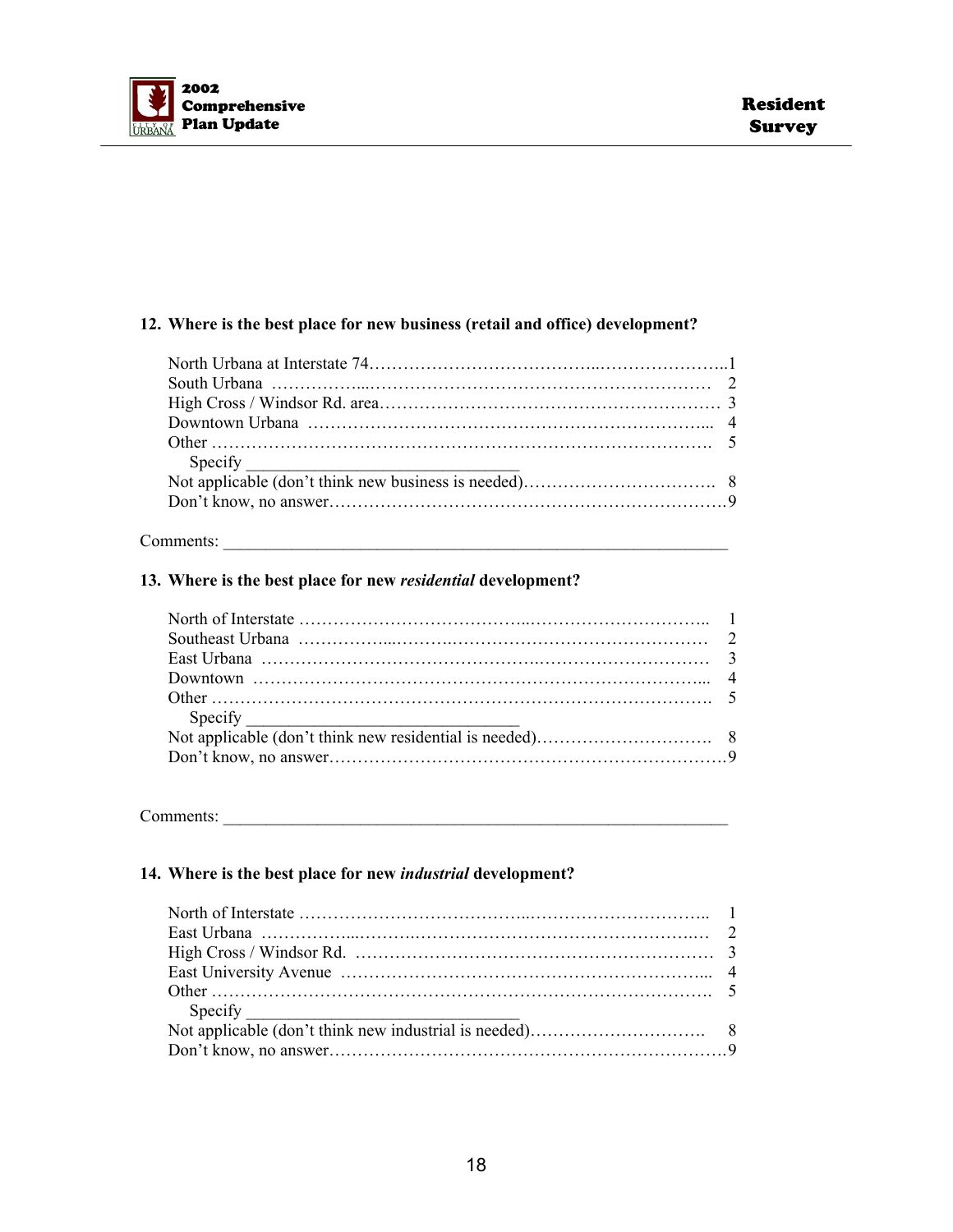**12. Where is the best place for new business (retail and office) development?**

North Urbana at Interstate 74……………………………………..……………………..1
South Urbana ……………...………………………………………………………… 2
High Cross / Windsor Rd. area………………………………………………………… 3
Downtown Urbana ………………………………………………………………... 4
Other ………………………………………………………………………………. 5
Specify _______________________________
Not applicable (don't think new business is needed)……………………………. 8
Don't know, no answer…………………………………………………………….9

Comments: ____________________________________________________________

**13. Where is the best place for new *residential* development?**

North of Interstate …………………………………..………………………….. 1
Southeast Urbana ……………...……….……………………………………… 2
East Urbana ……………………………………….……………………………… 3
Downtown ……………………………………………………………………... 4
Other ………………………………………………………………………………. 5
Specify _______________________________
Not applicable (don't think new residential is needed)…………………………. 8
Don't know, no answer…………………………………………………………….9

Comments: ____________________________________________________________

**14. Where is the best place for new *industrial* development?**

North of Interstate …………………………………..………………………….. 1
East Urbana ……………...……….…………………………………………..… 2
High Cross / Windsor Rd. ……………………………………………………… 3
East University Avenue …………………………………………………….... 4
Other ………………………………………………………………………………. 5
Specify _______________________________
Not applicable (don't think new industrial is needed)…………………………. 8
Don't know, no answer…………………………………………………………….9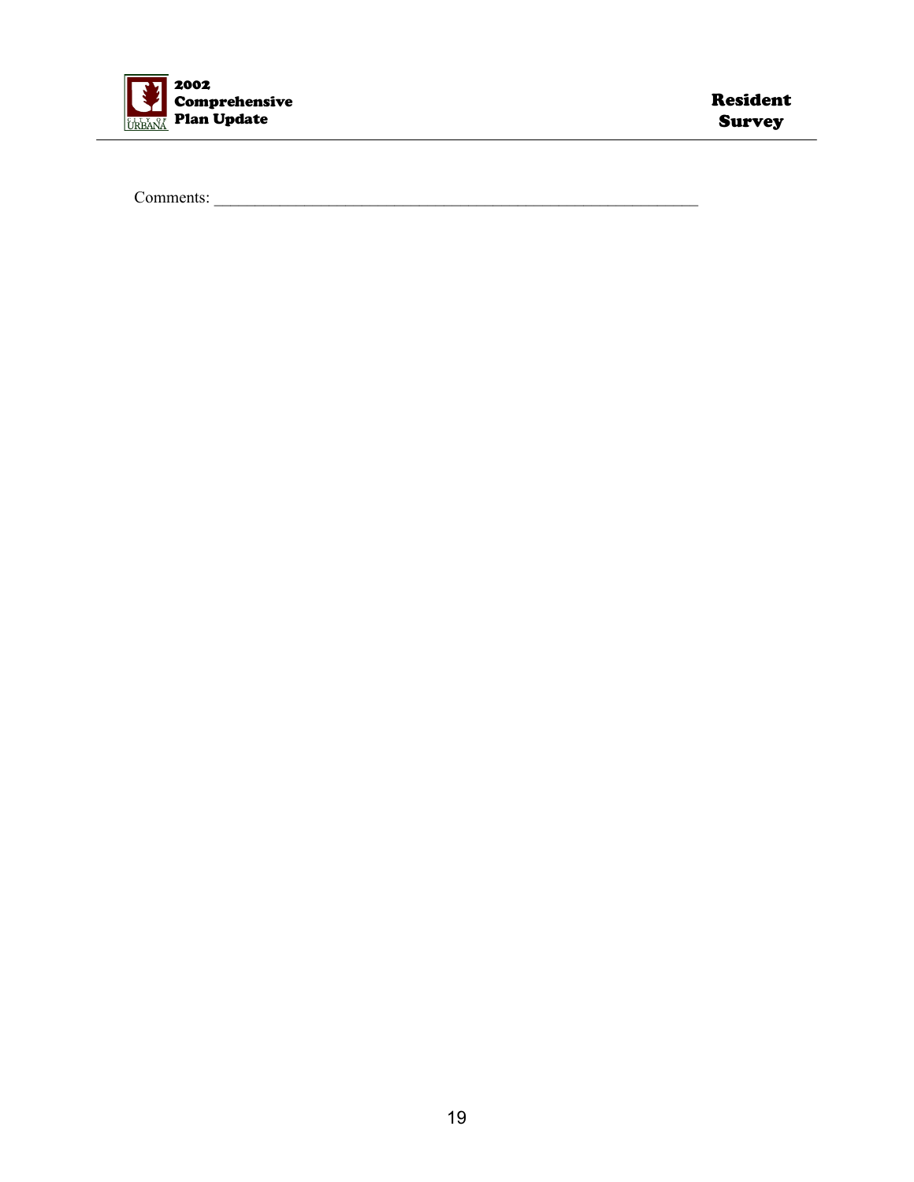Comments: ___________________________________________________________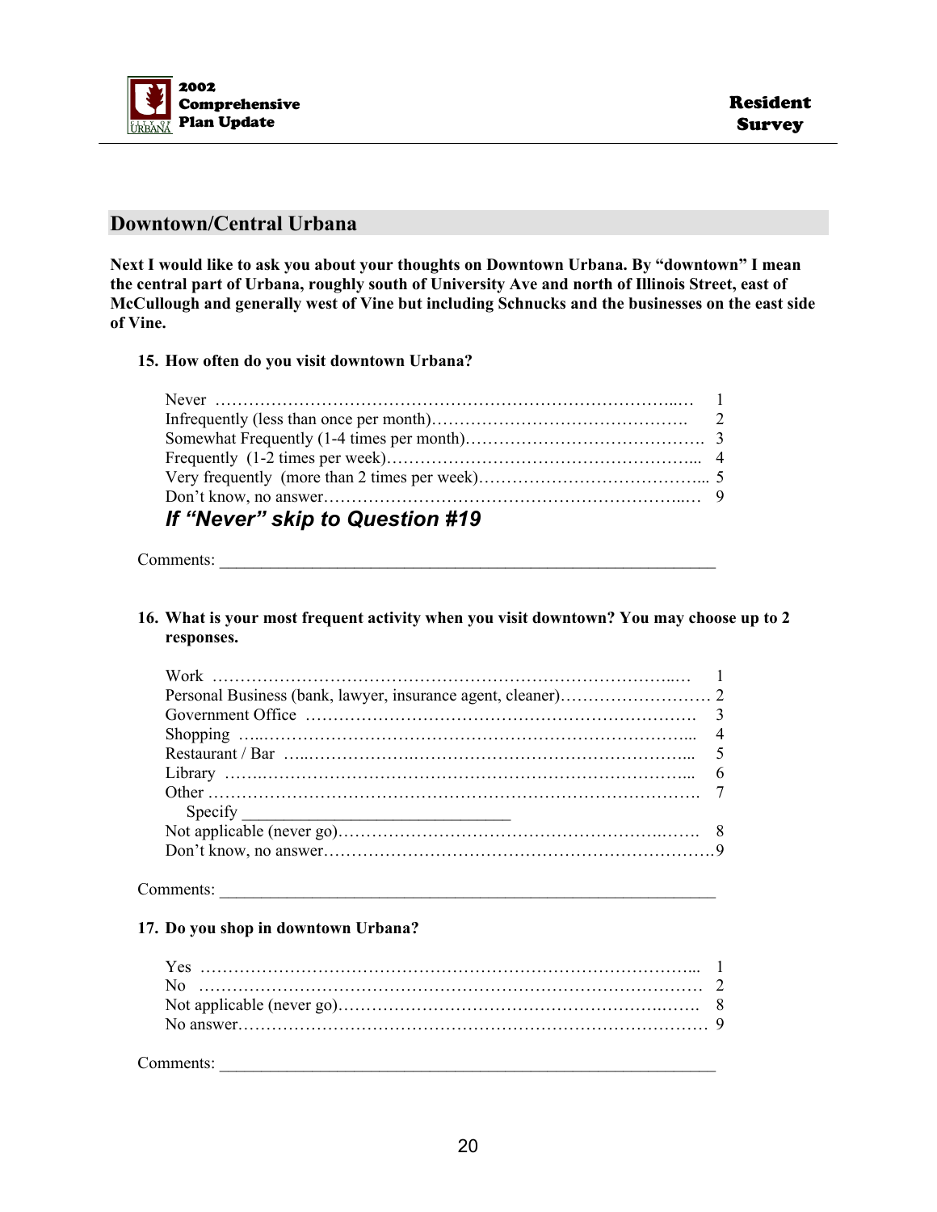## Downtown/Central Urbana

**Next I would like to ask you about your thoughts on Downtown Urbana. By "downtown" I mean the central part of Urbana, roughly south of University Ave and north of Illinois Street, east of McCullough and generally west of Vine but including Schnucks and the businesses on the east side of Vine.**

**15. How often do you visit downtown Urbana?**

| | |
|---|---|
| Never | 1 |
| Infrequently (less than once per month) | 2 |
| Somewhat Frequently (1-4 times per month) | 3 |
| Frequently (1-2 times per week) | 4 |
| Very frequently (more than 2 times per week) | 5 |
| Don't know, no answer | 9 |

***If "Never" skip to Question #19***

Comments: ______________________________________________

**16. What is your most frequent activity when you visit downtown? You may choose up to 2 responses.**

| | |
|---|---|
| Work | 1 |
| Personal Business (bank, lawyer, insurance agent, cleaner) | 2 |
| Government Office | 3 |
| Shopping | 4 |
| Restaurant / Bar | 5 |
| Library | 6 |
| Other | 7 |
| Specify ____________________ | |
| Not applicable (never go) | 8 |
| Don't know, no answer | 9 |

Comments: ______________________________________________

**17. Do you shop in downtown Urbana?**

| | |
|---|---|
| Yes | 1 |
| No | 2 |
| Not applicable (never go) | 8 |
| No answer | 9 |

Comments: ______________________________________________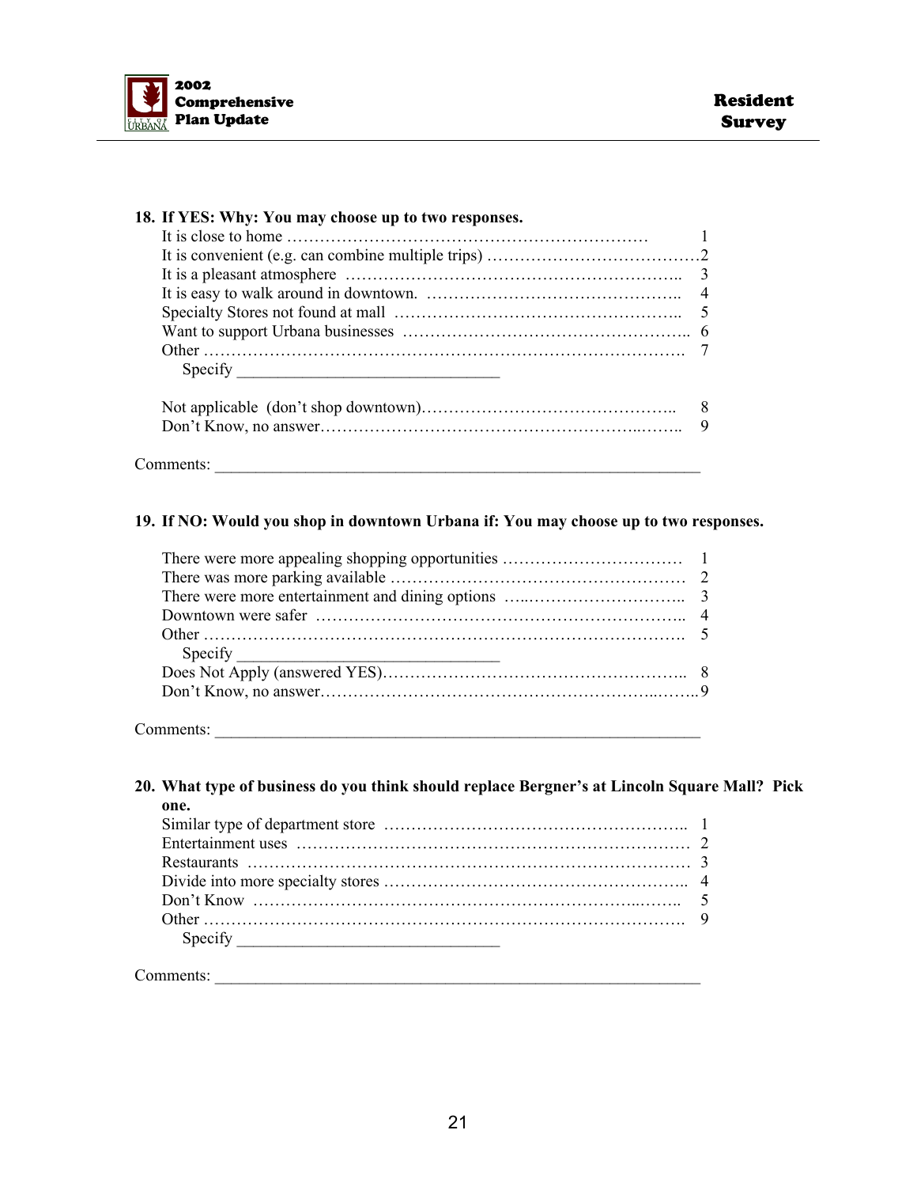**18. If YES: Why: You may choose up to two responses.**

| | |
|---|---|
| It is close to home | 1 |
| It is convenient (e.g. can combine multiple trips) | 2 |
| It is a pleasant atmosphere | 3 |
| It is easy to walk around in downtown. | 4 |
| Specialty Stores not found at mall | 5 |
| Want to support Urbana businesses | 6 |
| Other | 7 |
| Specify _______________ | |
| Not applicable (don't shop downtown) | 8 |
| Don't Know, no answer | 9 |

Comments: _______________

**19. If NO: Would you shop in downtown Urbana if: You may choose up to two responses.**

| | |
|---|---|
| There were more appealing shopping opportunities | 1 |
| There was more parking available | 2 |
| There were more entertainment and dining options | 3 |
| Downtown were safer | 4 |
| Other | 5 |
| Specify _______________ | |
| Does Not Apply (answered YES) | 8 |
| Don't Know, no answer | 9 |

Comments: _______________

**20. What type of business do you think should replace Bergner's at Lincoln Square Mall? Pick one.**

| | |
|---|---|
| Similar type of department store | 1 |
| Entertainment uses | 2 |
| Restaurants | 3 |
| Divide into more specialty stores | 4 |
| Don't Know | 5 |
| Other | 9 |
| Specify _______________ | |

Comments: _______________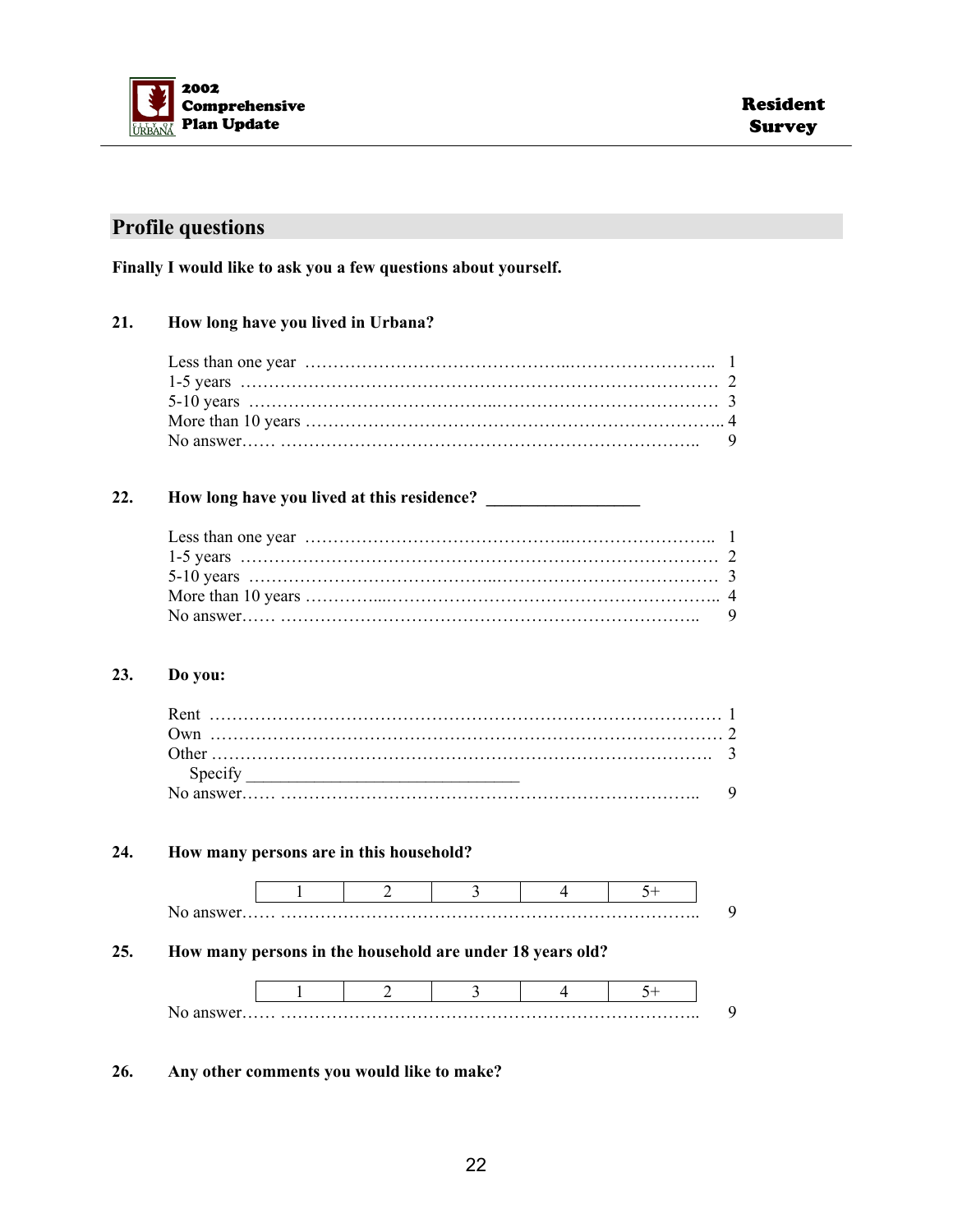## Profile questions

**Finally I would like to ask you a few questions about yourself.**

**21. How long have you lived in Urbana?**

Less than one year …………………………………………………………………… 1
1-5 years ………………………………………………………………………………… 2
5-10 years ……………………………………………………………………………… 3
More than 10 years ……………………………………………………………………. 4
No answer…… ……………………………………………………………………….. 9

**22. How long have you lived at this residence? _________________**

Less than one year …………………………………………………………………… 1
1-5 years ………………………………………………………………………………… 2
5-10 years ……………………………………………………………………………… 3
More than 10 years ……………………………………………………………………. 4
No answer…… ……………………………………………………………………….. 9

**23. Do you:**

Rent ……………………………………………………………………………………… 1
Own ……………………………………………………………………………………… 2
Other ……………………………………………………………………………………. 3
Specify ______________________________
No answer…… ……………………………………………………………………….. 9

**24. How many persons are in this household?**

| 1 | 2 | 3 | 4 | 5+ |
|---|---|---|---|---|

No answer…… ……………………………………………………………………….. 9

**25. How many persons in the household are under 18 years old?**

| 1 | 2 | 3 | 4 | 5+ |
|---|---|---|---|---|

No answer…… ……………………………………………………………………….. 9

**26. Any other comments you would like to make?**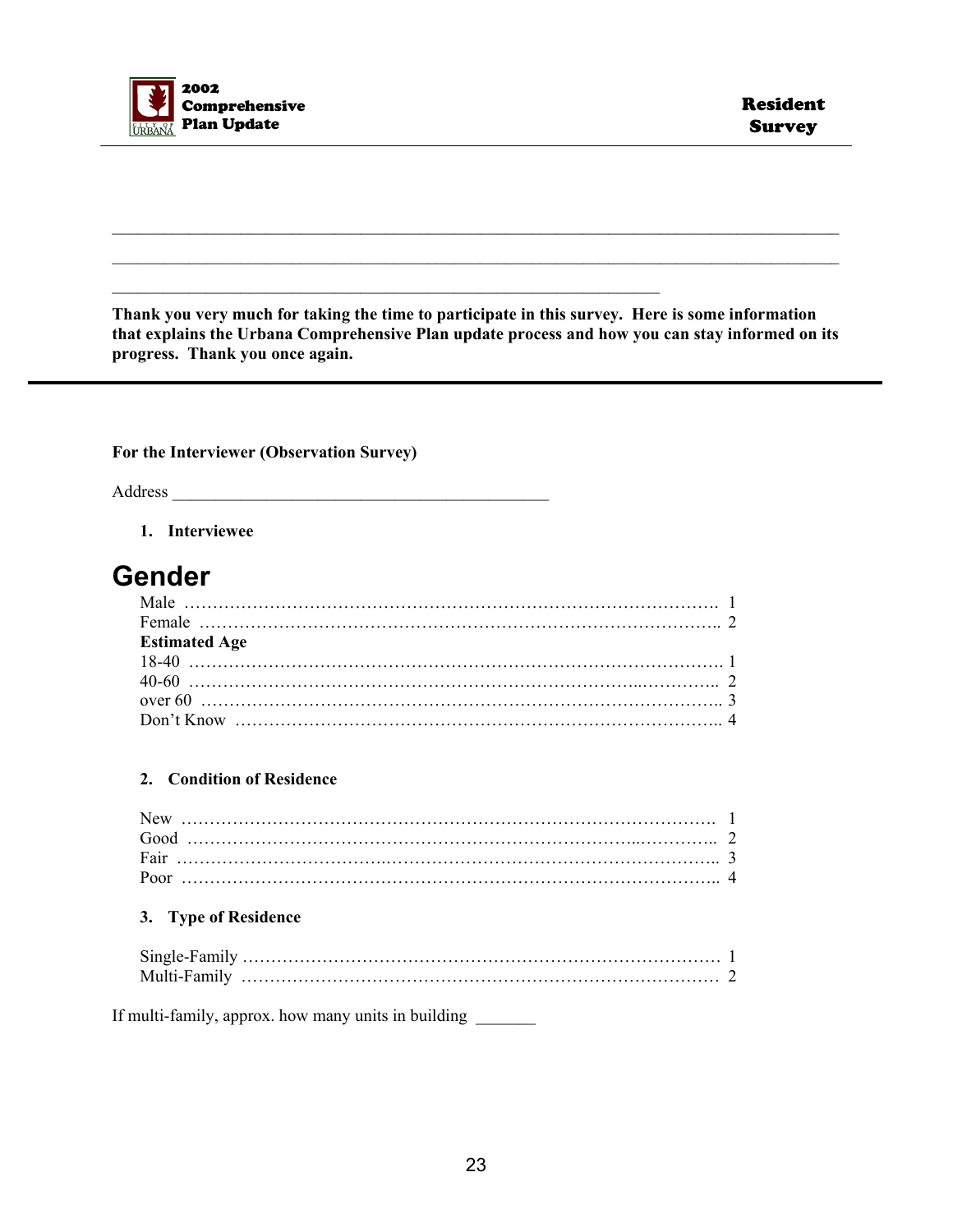______________________________________________________________________________

______________________________________________________________________________

_____________________________________________________________

**Thank you very much for taking the time to participate in this survey. Here is some information that explains the Urbana Comprehensive Plan update process and how you can stay informed on its progress. Thank you once again.**

---

**For the Interviewer (Observation Survey)**

Address ___________________________________________

1. **Interviewee**

# Gender

Male ………………………………………………………………………………. 1
Female ……………………………………………………………………………….. 2

**Estimated Age**

18-40 ………………………………………………………………………………. 1
40-60 ……………………………………………………………………………….. 2
over 60 ……………………………………………………………………………….. 3
Don't Know ……………………………………………………………………….. 4

2. **Condition of Residence**

New ………………………………………………………………………………. 1
Good ……………………………………………………………………………….. 2
Fair ……………………………………………………………………………….. 3
Poor ……………………………………………………………………………….. 4

3. **Type of Residence**

Single-Family ……………………………………………………………………… 1
Multi-Family ……………………………………………………………………… 2

If multi-family, approx. how many units in building _______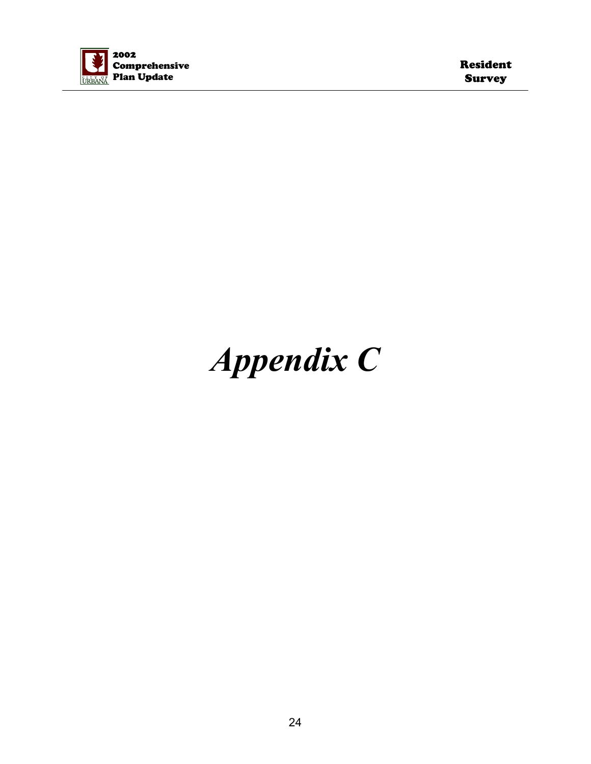# *Appendix C*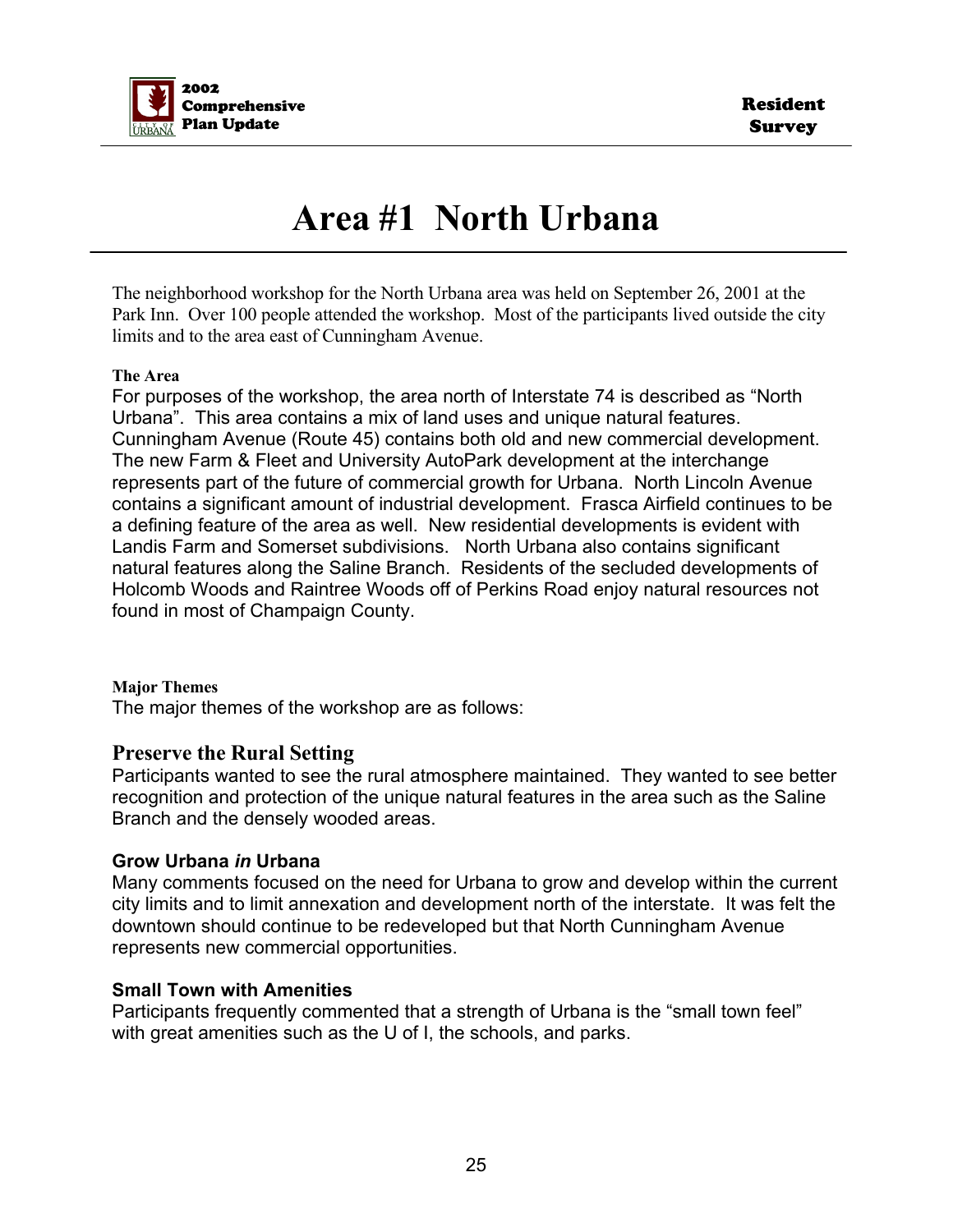# Area #1  North Urbana

The neighborhood workshop for the North Urbana area was held on September 26, 2001 at the Park Inn.  Over 100 people attended the workshop.  Most of the participants lived outside the city limits and to the area east of Cunningham Avenue.

**The Area**

For purposes of the workshop, the area north of Interstate 74 is described as "North Urbana".  This area contains a mix of land uses and unique natural features.  Cunningham Avenue (Route 45) contains both old and new commercial development.  The new Farm & Fleet and University AutoPark development at the interchange represents part of the future of commercial growth for Urbana.  North Lincoln Avenue contains a significant amount of industrial development.  Frasca Airfield continues to be a defining feature of the area as well.  New residential developments is evident with Landis Farm and Somerset subdivisions.   North Urbana also contains significant natural features along the Saline Branch.  Residents of the secluded developments of Holcomb Woods and Raintree Woods off of Perkins Road enjoy natural resources not found in most of Champaign County.

**Major Themes**

The major themes of the workshop are as follows:

### Preserve the Rural Setting

Participants wanted to see the rural atmosphere maintained.  They wanted to see better recognition and protection of the unique natural features in the area such as the Saline Branch and the densely wooded areas.

**Grow Urbana *in* Urbana**

Many comments focused on the need for Urbana to grow and develop within the current city limits and to limit annexation and development north of the interstate.  It was felt the downtown should continue to be redeveloped but that North Cunningham Avenue represents new commercial opportunities.

**Small Town with Amenities**

Participants frequently commented that a strength of Urbana is the "small town feel" with great amenities such as the U of I, the schools, and parks.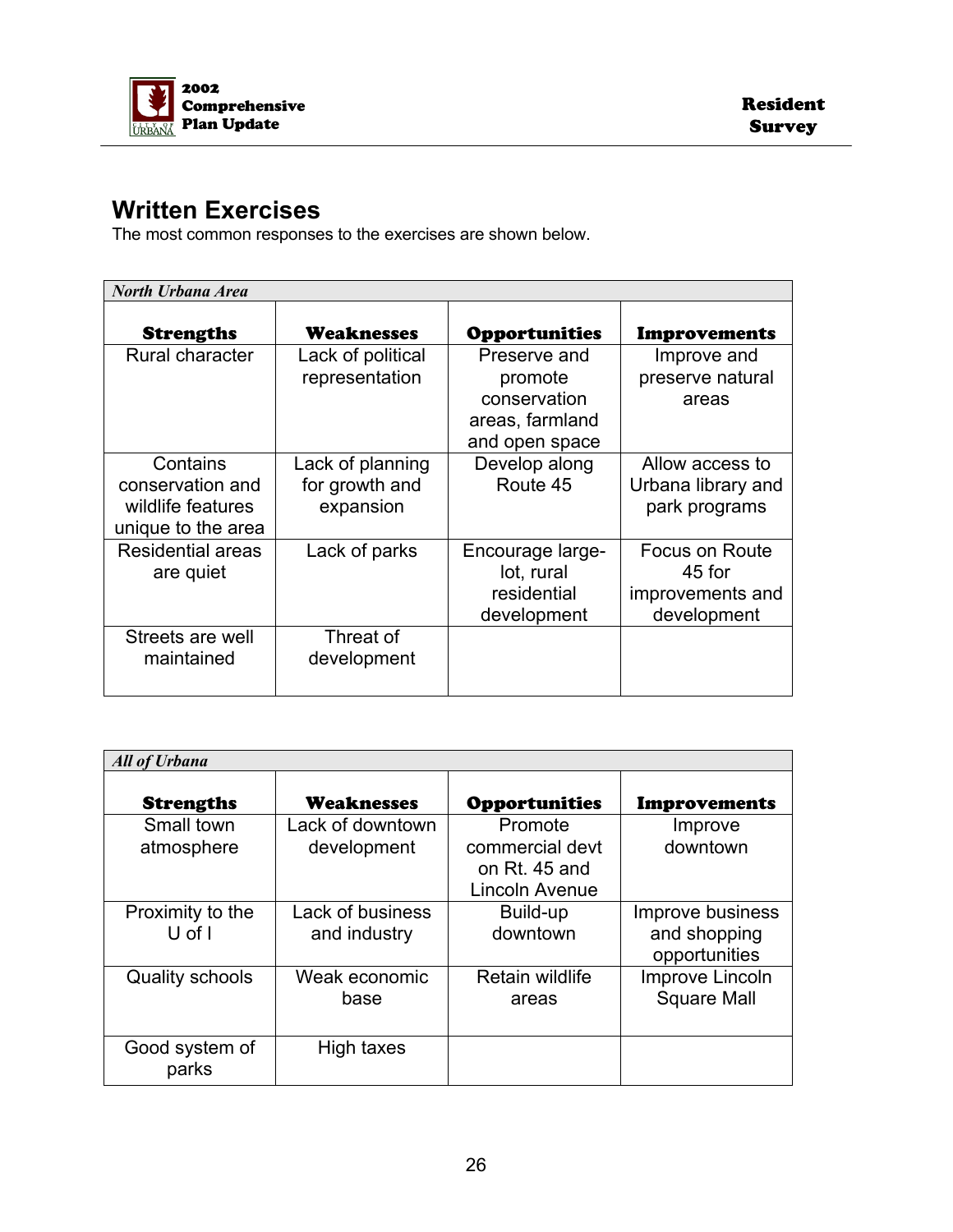## Written Exercises

The most common responses to the exercises are shown below.

| *North Urbana Area* | | | |
|---|---|---|---|
| **Strengths** | **Weaknesses** | **Opportunities** | **Improvements** |
| Rural character | Lack of political representation | Preserve and promote conservation areas, farmland and open space | Improve and preserve natural areas |
| Contains conservation and wildlife features unique to the area | Lack of planning for growth and expansion | Develop along Route 45 | Allow access to Urbana library and park programs |
| Residential areas are quiet | Lack of parks | Encourage large-lot, rural residential development | Focus on Route 45 for improvements and development |
| Streets are well maintained | Threat of development | | |

| *All of Urbana* | | | |
|---|---|---|---|
| **Strengths** | **Weaknesses** | **Opportunities** | **Improvements** |
| Small town atmosphere | Lack of downtown development | Promote commercial devt on Rt. 45 and Lincoln Avenue | Improve downtown |
| Proximity to the U of I | Lack of business and industry | Build-up downtown | Improve business and shopping opportunities |
| Quality schools | Weak economic base | Retain wildlife areas | Improve Lincoln Square Mall |
| Good system of parks | High taxes | | |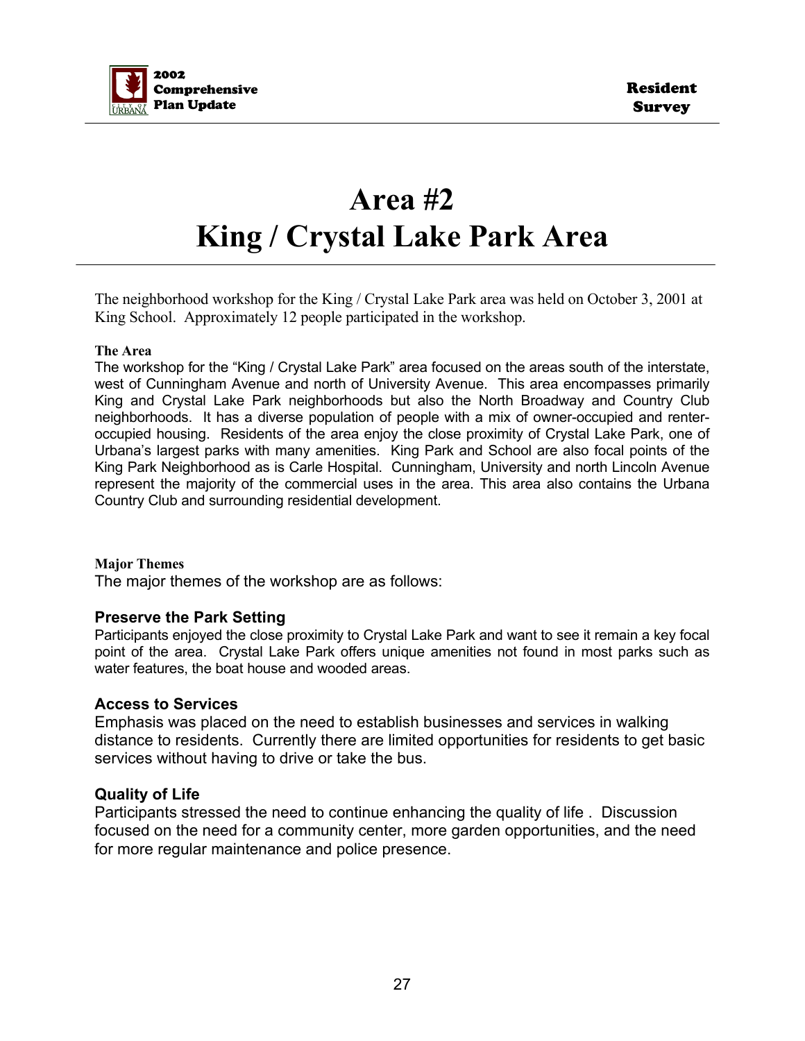# Area #2
# King / Crystal Lake Park Area

The neighborhood workshop for the King / Crystal Lake Park area was held on October 3, 2001 at King School. Approximately 12 people participated in the workshop.

#### The Area

The workshop for the "King / Crystal Lake Park" area focused on the areas south of the interstate, west of Cunningham Avenue and north of University Avenue. This area encompasses primarily King and Crystal Lake Park neighborhoods but also the North Broadway and Country Club neighborhoods. It has a diverse population of people with a mix of owner-occupied and renter-occupied housing. Residents of the area enjoy the close proximity of Crystal Lake Park, one of Urbana's largest parks with many amenities. King Park and School are also focal points of the King Park Neighborhood as is Carle Hospital. Cunningham, University and north Lincoln Avenue represent the majority of the commercial uses in the area. This area also contains the Urbana Country Club and surrounding residential development.

#### Major Themes

The major themes of the workshop are as follows:

### Preserve the Park Setting

Participants enjoyed the close proximity to Crystal Lake Park and want to see it remain a key focal point of the area. Crystal Lake Park offers unique amenities not found in most parks such as water features, the boat house and wooded areas.

### Access to Services

Emphasis was placed on the need to establish businesses and services in walking distance to residents. Currently there are limited opportunities for residents to get basic services without having to drive or take the bus.

### Quality of Life

Participants stressed the need to continue enhancing the quality of life . Discussion focused on the need for a community center, more garden opportunities, and the need for more regular maintenance and police presence.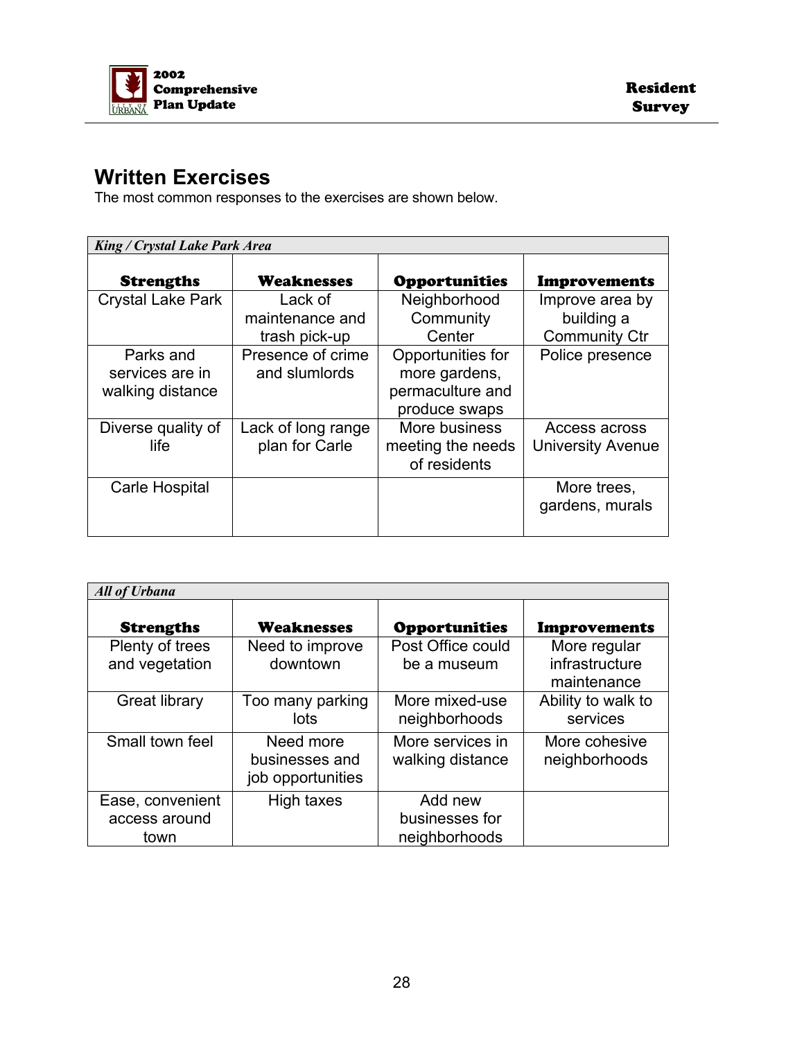## Written Exercises

The most common responses to the exercises are shown below.

| *King / Crystal Lake Park Area* | | | |
|---|---|---|---|
| **Strengths** | **Weaknesses** | **Opportunities** | **Improvements** |
| Crystal Lake Park | Lack of maintenance and trash pick-up | Neighborhood Community Center | Improve area by building a Community Ctr |
| Parks and services are in walking distance | Presence of crime and slumlords | Opportunities for more gardens, permaculture and produce swaps | Police presence |
| Diverse quality of life | Lack of long range plan for Carle | More business meeting the needs of residents | Access across University Avenue |
| Carle Hospital | | | More trees, gardens, murals |

| *All of Urbana* | | | |
|---|---|---|---|
| **Strengths** | **Weaknesses** | **Opportunities** | **Improvements** |
| Plenty of trees and vegetation | Need to improve downtown | Post Office could be a museum | More regular infrastructure maintenance |
| Great library | Too many parking lots | More mixed-use neighborhoods | Ability to walk to services |
| Small town feel | Need more businesses and job opportunities | More services in walking distance | More cohesive neighborhoods |
| Ease, convenient access around town | High taxes | Add new businesses for neighborhoods | |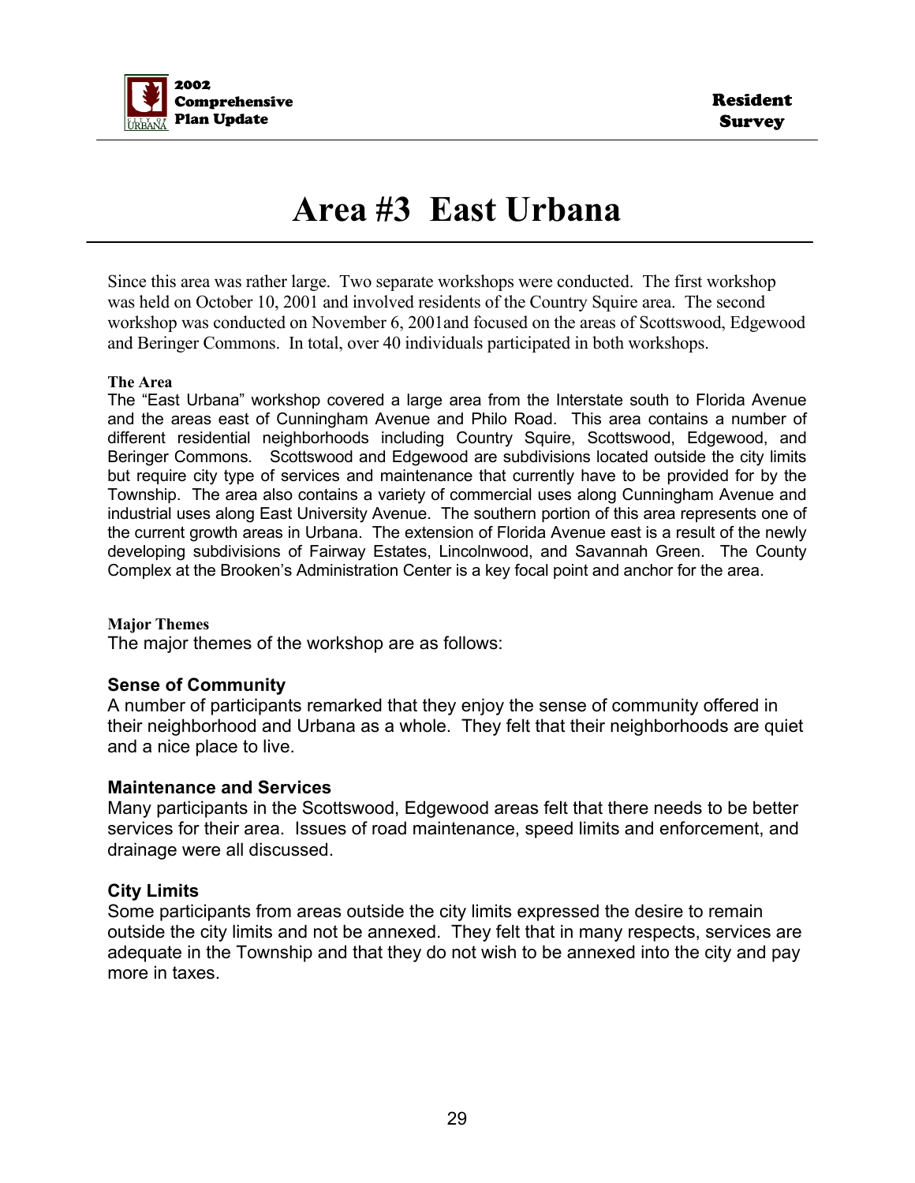# Area #3 East Urbana

Since this area was rather large. Two separate workshops were conducted. The first workshop was held on October 10, 2001 and involved residents of the Country Squire area. The second workshop was conducted on November 6, 2001and focused on the areas of Scottswood, Edgewood and Beringer Commons. In total, over 40 individuals participated in both workshops.

**The Area**

The "East Urbana" workshop covered a large area from the Interstate south to Florida Avenue and the areas east of Cunningham Avenue and Philo Road. This area contains a number of different residential neighborhoods including Country Squire, Scottswood, Edgewood, and Beringer Commons. Scottswood and Edgewood are subdivisions located outside the city limits but require city type of services and maintenance that currently have to be provided for by the Township. The area also contains a variety of commercial uses along Cunningham Avenue and industrial uses along East University Avenue. The southern portion of this area represents one of the current growth areas in Urbana. The extension of Florida Avenue east is a result of the newly developing subdivisions of Fairway Estates, Lincolnwood, and Savannah Green. The County Complex at the Brooken's Administration Center is a key focal point and anchor for the area.

**Major Themes**

The major themes of the workshop are as follows:

### Sense of Community

A number of participants remarked that they enjoy the sense of community offered in their neighborhood and Urbana as a whole. They felt that their neighborhoods are quiet and a nice place to live.

### Maintenance and Services

Many participants in the Scottswood, Edgewood areas felt that there needs to be better services for their area. Issues of road maintenance, speed limits and enforcement, and drainage were all discussed.

### City Limits

Some participants from areas outside the city limits expressed the desire to remain outside the city limits and not be annexed. They felt that in many respects, services are adequate in the Township and that they do not wish to be annexed into the city and pay more in taxes.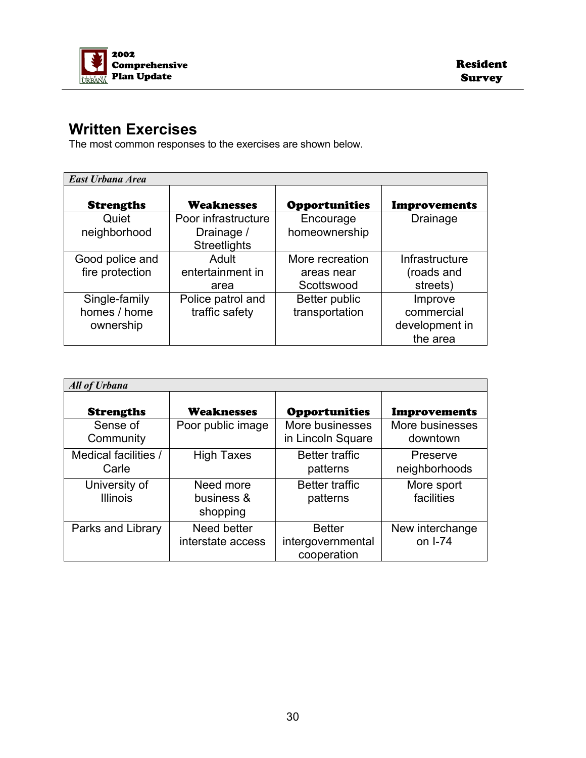## Written Exercises

The most common responses to the exercises are shown below.

| *East Urbana Area* | | | |
|---|---|---|---|
| **Strengths** | **Weaknesses** | **Opportunities** | **Improvements** |
| Quiet neighborhood | Poor infrastructure Drainage / Streetlights | Encourage homeownership | Drainage |
| Good police and fire protection | Adult entertainment in area | More recreation areas near Scottswood | Infrastructure (roads and streets) |
| Single-family homes / home ownership | Police patrol and traffic safety | Better public transportation | Improve commercial development in the area |

| *All of Urbana* | | | |
|---|---|---|---|
| **Strengths** | **Weaknesses** | **Opportunities** | **Improvements** |
| Sense of Community | Poor public image | More businesses in Lincoln Square | More businesses downtown |
| Medical facilities / Carle | High Taxes | Better traffic patterns | Preserve neighborhoods |
| University of Illinois | Need more business & shopping | Better traffic patterns | More sport facilities |
| Parks and Library | Need better interstate access | Better intergovernmental cooperation | New interchange on I-74 |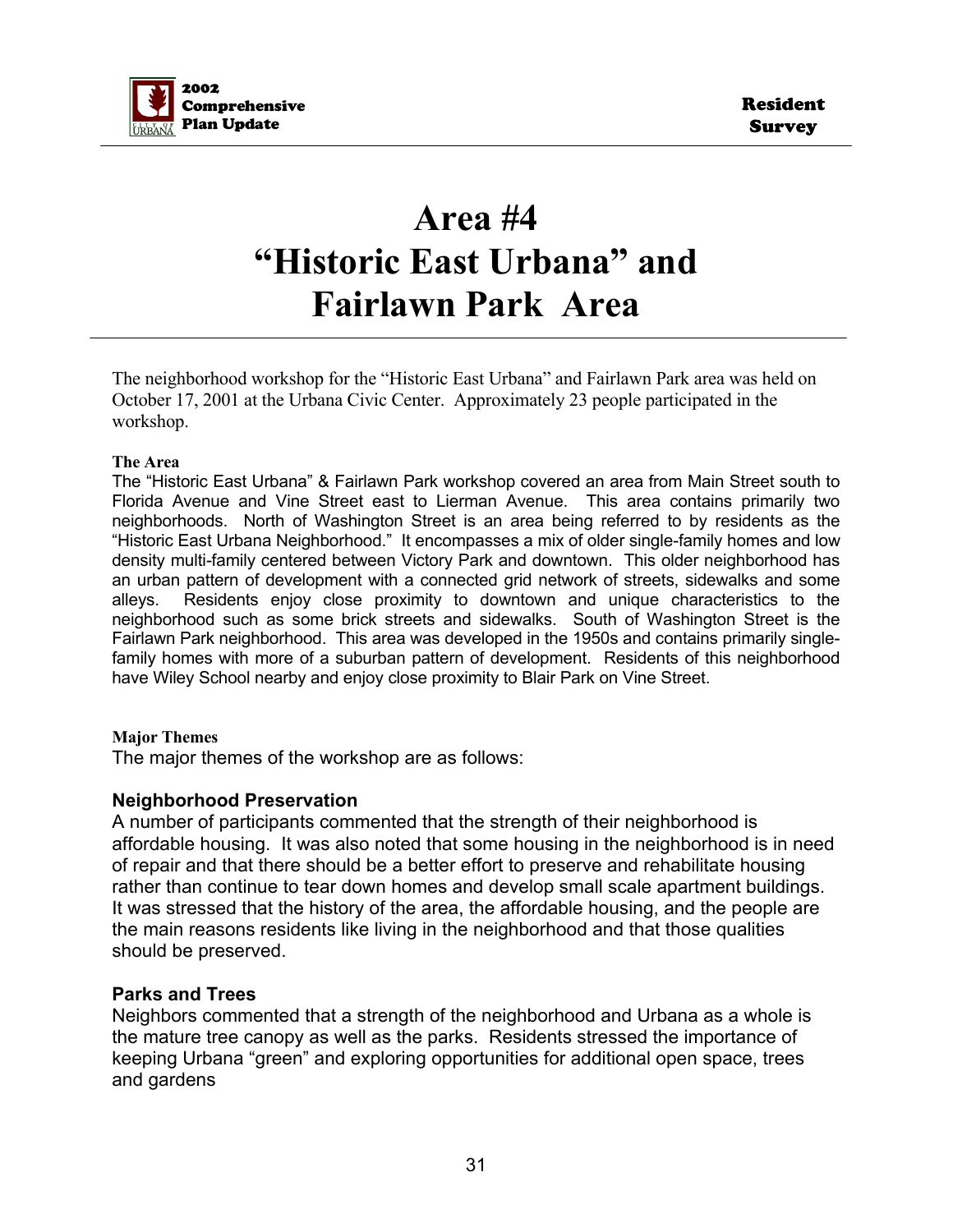# Area #4
# "Historic East Urbana" and Fairlawn Park Area

The neighborhood workshop for the "Historic East Urbana" and Fairlawn Park area was held on October 17, 2001 at the Urbana Civic Center. Approximately 23 people participated in the workshop.

**The Area**

The "Historic East Urbana" & Fairlawn Park workshop covered an area from Main Street south to Florida Avenue and Vine Street east to Lierman Avenue. This area contains primarily two neighborhoods. North of Washington Street is an area being referred to by residents as the "Historic East Urbana Neighborhood." It encompasses a mix of older single-family homes and low density multi-family centered between Victory Park and downtown. This older neighborhood has an urban pattern of development with a connected grid network of streets, sidewalks and some alleys. Residents enjoy close proximity to downtown and unique characteristics to the neighborhood such as some brick streets and sidewalks. South of Washington Street is the Fairlawn Park neighborhood. This area was developed in the 1950s and contains primarily single-family homes with more of a suburban pattern of development. Residents of this neighborhood have Wiley School nearby and enjoy close proximity to Blair Park on Vine Street.

**Major Themes**

The major themes of the workshop are as follows:

### Neighborhood Preservation

A number of participants commented that the strength of their neighborhood is affordable housing. It was also noted that some housing in the neighborhood is in need of repair and that there should be a better effort to preserve and rehabilitate housing rather than continue to tear down homes and develop small scale apartment buildings. It was stressed that the history of the area, the affordable housing, and the people are the main reasons residents like living in the neighborhood and that those qualities should be preserved.

### Parks and Trees

Neighbors commented that a strength of the neighborhood and Urbana as a whole is the mature tree canopy as well as the parks. Residents stressed the importance of keeping Urbana "green" and exploring opportunities for additional open space, trees and gardens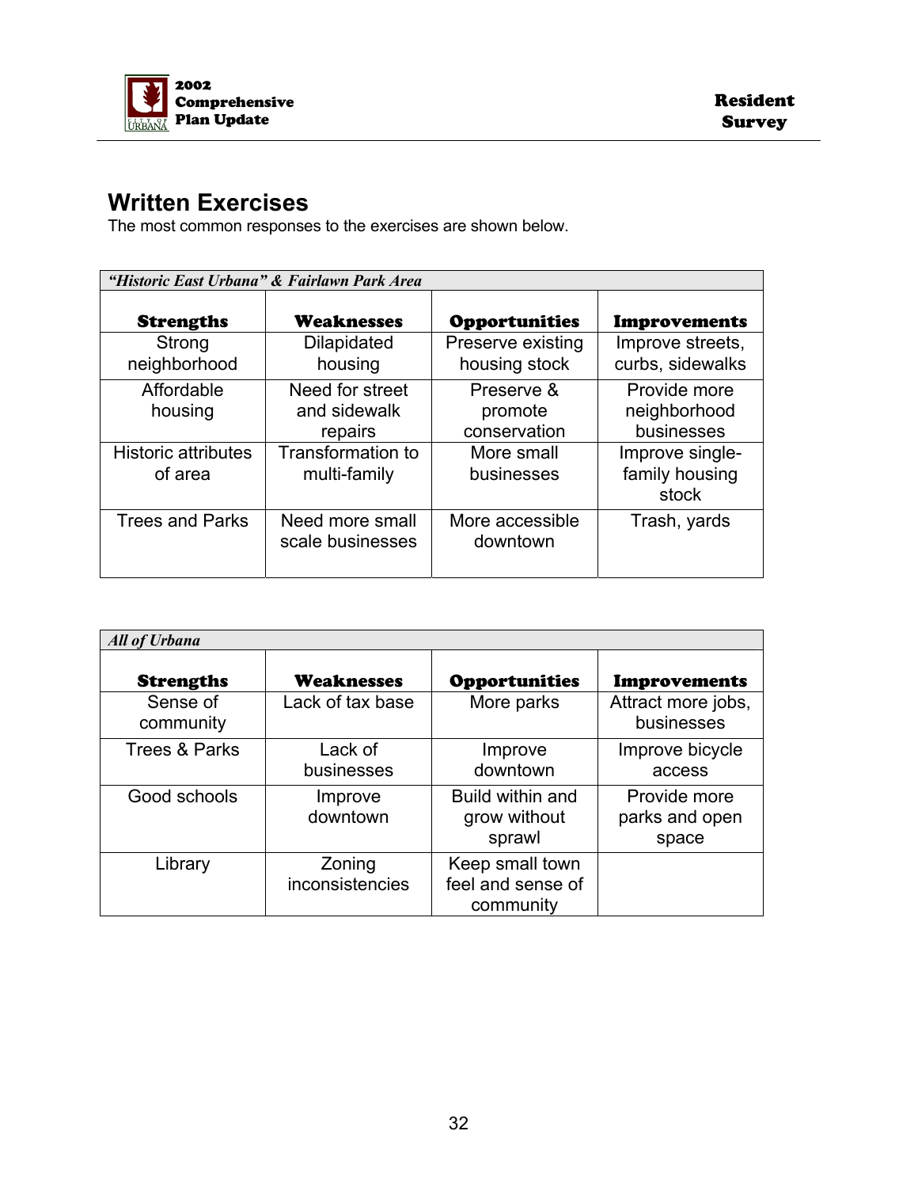## Written Exercises

The most common responses to the exercises are shown below.

| *"Historic East Urbana" & Fairlawn Park Area* | | | |
|---|---|---|---|
| **Strengths** | **Weaknesses** | **Opportunities** | **Improvements** |
| Strong neighborhood | Dilapidated housing | Preserve existing housing stock | Improve streets, curbs, sidewalks |
| Affordable housing | Need for street and sidewalk repairs | Preserve & promote conservation | Provide more neighborhood businesses |
| Historic attributes of area | Transformation to multi-family | More small businesses | Improve single-family housing stock |
| Trees and Parks | Need more small scale businesses | More accessible downtown | Trash, yards |

| *All of Urbana* | | | |
|---|---|---|---|
| **Strengths** | **Weaknesses** | **Opportunities** | **Improvements** |
| Sense of community | Lack of tax base | More parks | Attract more jobs, businesses |
| Trees & Parks | Lack of businesses | Improve downtown | Improve bicycle access |
| Good schools | Improve downtown | Build within and grow without sprawl | Provide more parks and open space |
| Library | Zoning inconsistencies | Keep small town feel and sense of community | |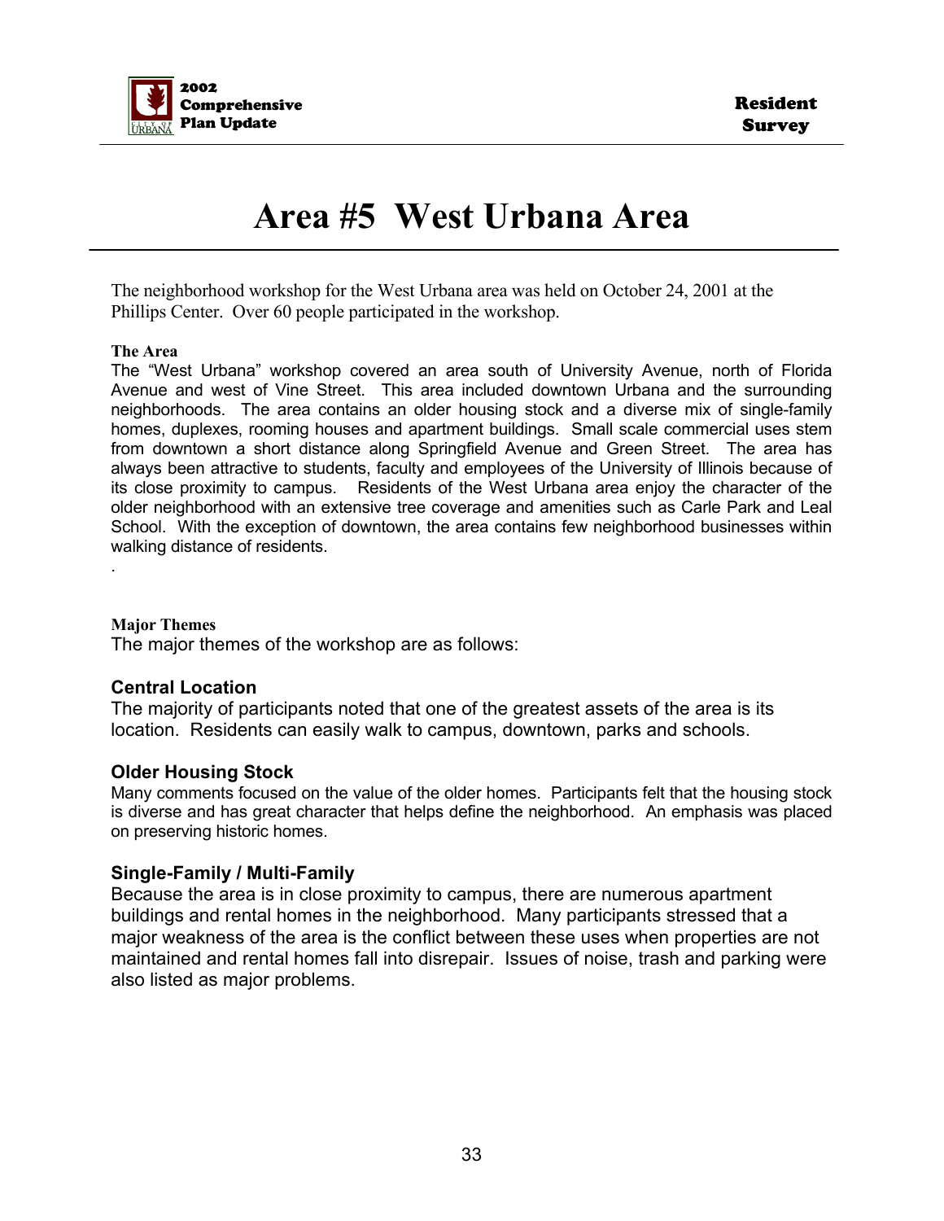# Area #5 West Urbana Area

The neighborhood workshop for the West Urbana area was held on October 24, 2001 at the Phillips Center. Over 60 people participated in the workshop.

**The Area**

The "West Urbana" workshop covered an area south of University Avenue, north of Florida Avenue and west of Vine Street. This area included downtown Urbana and the surrounding neighborhoods. The area contains an older housing stock and a diverse mix of single-family homes, duplexes, rooming houses and apartment buildings. Small scale commercial uses stem from downtown a short distance along Springfield Avenue and Green Street. The area has always been attractive to students, faculty and employees of the University of Illinois because of its close proximity to campus. Residents of the West Urbana area enjoy the character of the older neighborhood with an extensive tree coverage and amenities such as Carle Park and Leal School. With the exception of downtown, the area contains few neighborhood businesses within walking distance of residents.

**Major Themes**

The major themes of the workshop are as follows:

### Central Location

The majority of participants noted that one of the greatest assets of the area is its location. Residents can easily walk to campus, downtown, parks and schools.

### Older Housing Stock

Many comments focused on the value of the older homes. Participants felt that the housing stock is diverse and has great character that helps define the neighborhood. An emphasis was placed on preserving historic homes.

### Single-Family / Multi-Family

Because the area is in close proximity to campus, there are numerous apartment buildings and rental homes in the neighborhood. Many participants stressed that a major weakness of the area is the conflict between these uses when properties are not maintained and rental homes fall into disrepair. Issues of noise, trash and parking were also listed as major problems.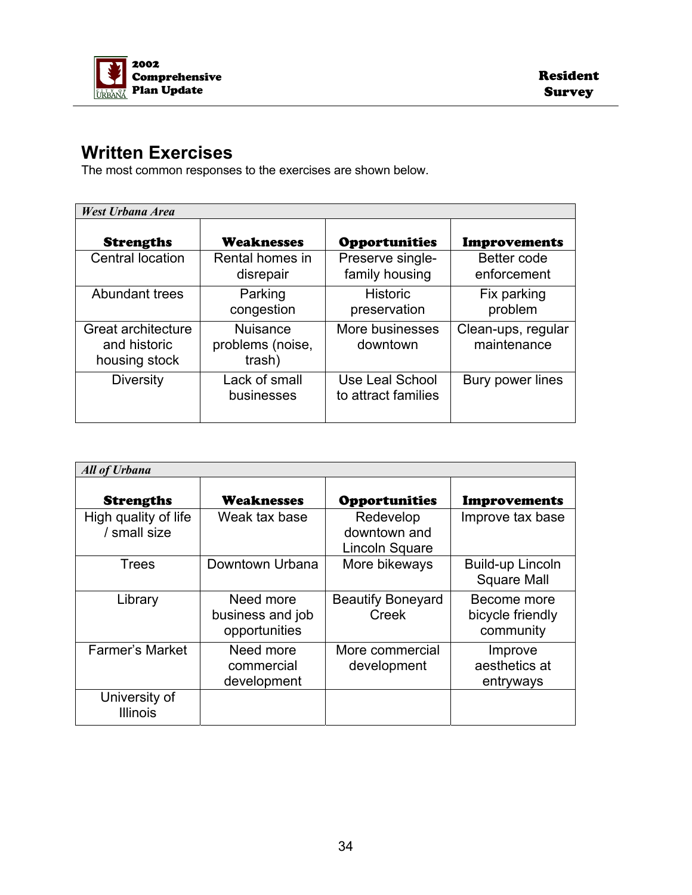## Written Exercises

The most common responses to the exercises are shown below.

| *West Urbana Area* | | | |
|---|---|---|---|
| **Strengths** | **Weaknesses** | **Opportunities** | **Improvements** |
| Central location | Rental homes in disrepair | Preserve single-family housing | Better code enforcement |
| Abundant trees | Parking congestion | Historic preservation | Fix parking problem |
| Great architecture and historic housing stock | Nuisance problems (noise, trash) | More businesses downtown | Clean-ups, regular maintenance |
| Diversity | Lack of small businesses | Use Leal School to attract families | Bury power lines |

| *All of Urbana* | | | |
|---|---|---|---|
| **Strengths** | **Weaknesses** | **Opportunities** | **Improvements** |
| High quality of life / small size | Weak tax base | Redevelop downtown and Lincoln Square | Improve tax base |
| Trees | Downtown Urbana | More bikeways | Build-up Lincoln Square Mall |
| Library | Need more business and job opportunities | Beautify Boneyard Creek | Become more bicycle friendly community |
| Farmer's Market | Need more commercial development | More commercial development | Improve aesthetics at entryways |
| University of Illinois | | | |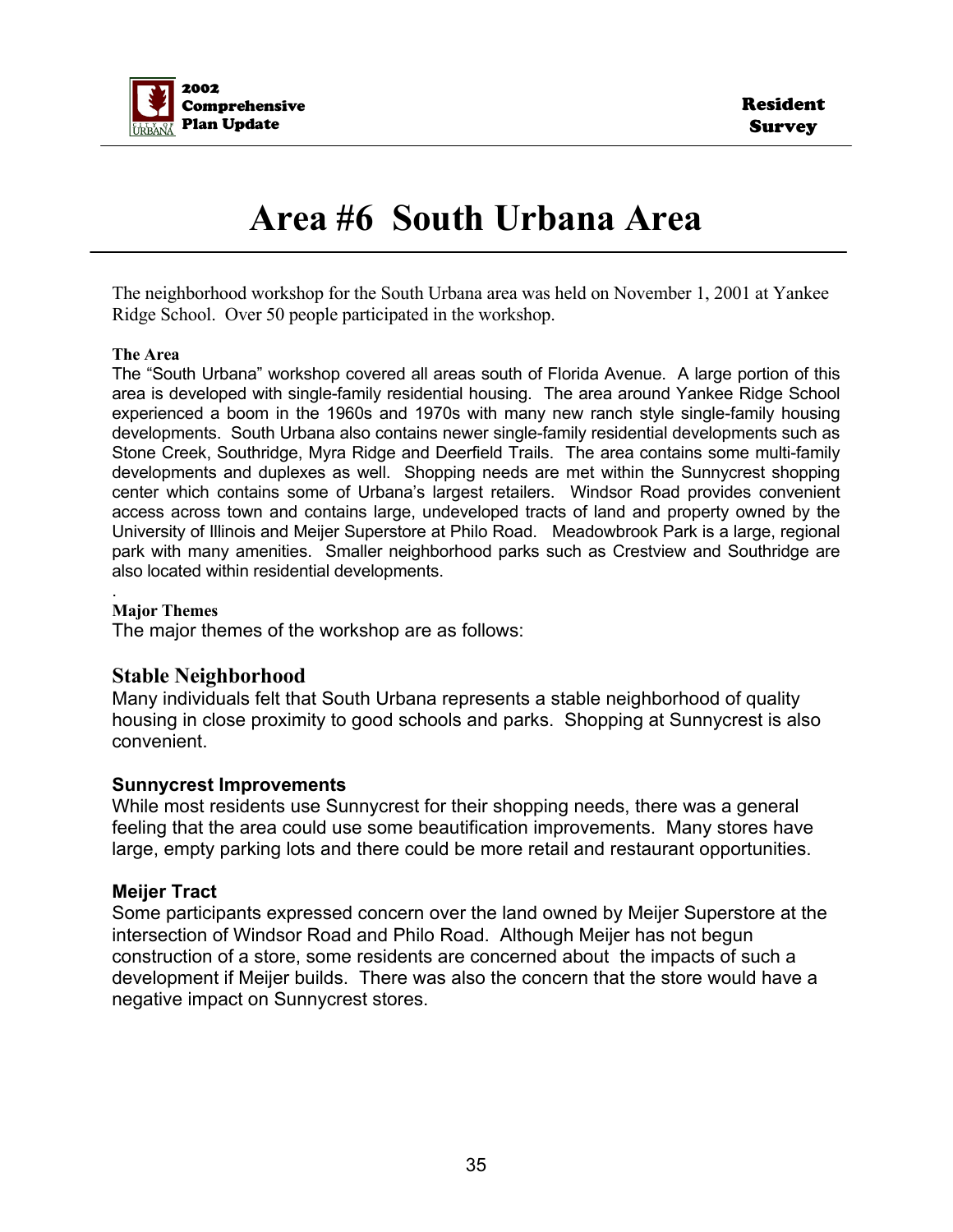# Area #6 South Urbana Area

The neighborhood workshop for the South Urbana area was held on November 1, 2001 at Yankee Ridge School. Over 50 people participated in the workshop.

**The Area**

The "South Urbana" workshop covered all areas south of Florida Avenue. A large portion of this area is developed with single-family residential housing. The area around Yankee Ridge School experienced a boom in the 1960s and 1970s with many new ranch style single-family housing developments. South Urbana also contains newer single-family residential developments such as Stone Creek, Southridge, Myra Ridge and Deerfield Trails. The area contains some multi-family developments and duplexes as well. Shopping needs are met within the Sunnycrest shopping center which contains some of Urbana's largest retailers. Windsor Road provides convenient access across town and contains large, undeveloped tracts of land and property owned by the University of Illinois and Meijer Superstore at Philo Road. Meadowbrook Park is a large, regional park with many amenities. Smaller neighborhood parks such as Crestview and Southridge are also located within residential developments.

.

**Major Themes**

The major themes of the workshop are as follows:

### Stable Neighborhood

Many individuals felt that South Urbana represents a stable neighborhood of quality housing in close proximity to good schools and parks. Shopping at Sunnycrest is also convenient.

### Sunnycrest Improvements

While most residents use Sunnycrest for their shopping needs, there was a general feeling that the area could use some beautification improvements. Many stores have large, empty parking lots and there could be more retail and restaurant opportunities.

### Meijer Tract

Some participants expressed concern over the land owned by Meijer Superstore at the intersection of Windsor Road and Philo Road. Although Meijer has not begun construction of a store, some residents are concerned about the impacts of such a development if Meijer builds. There was also the concern that the store would have a negative impact on Sunnycrest stores.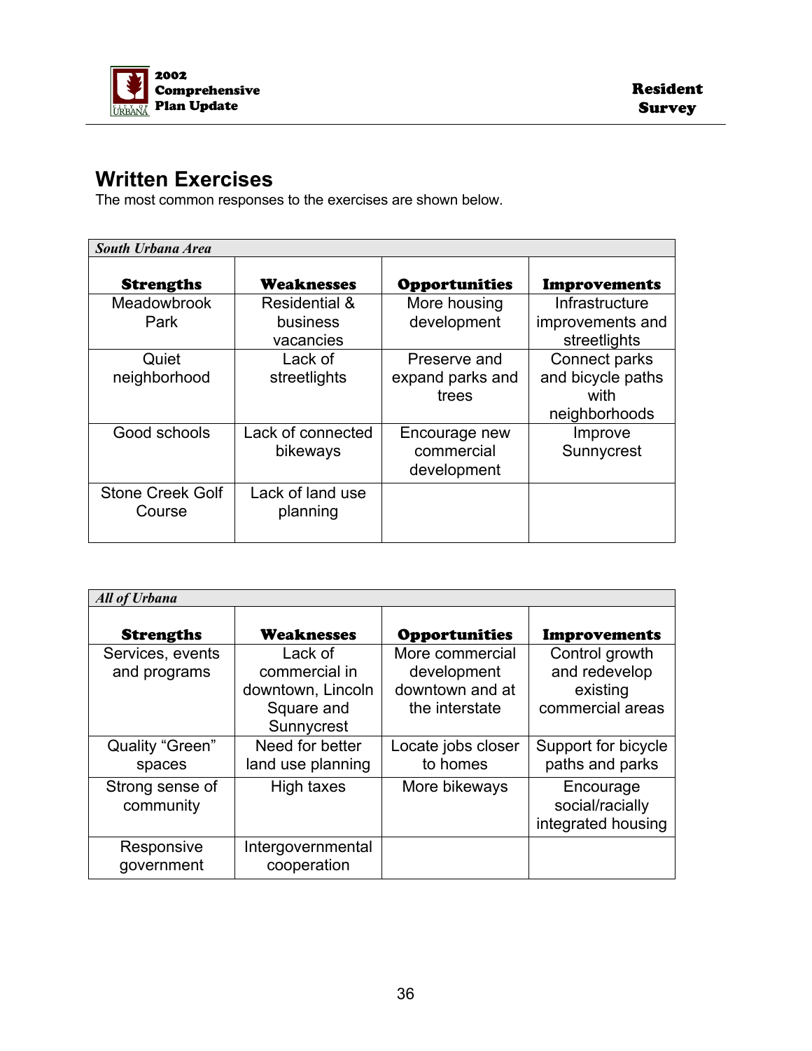## Written Exercises

The most common responses to the exercises are shown below.

| *South Urbana Area* | | | |
|---|---|---|---|
| **Strengths** | **Weaknesses** | **Opportunities** | **Improvements** |
| Meadowbrook Park | Residential & business vacancies | More housing development | Infrastructure improvements and streetlights |
| Quiet neighborhood | Lack of streetlights | Preserve and expand parks and trees | Connect parks and bicycle paths with neighborhoods |
| Good schools | Lack of connected bikeways | Encourage new commercial development | Improve Sunnycrest |
| Stone Creek Golf Course | Lack of land use planning | | |

| *All of Urbana* | | | |
|---|---|---|---|
| **Strengths** | **Weaknesses** | **Opportunities** | **Improvements** |
| Services, events and programs | Lack of commercial in downtown, Lincoln Square and Sunnycrest | More commercial development downtown and at the interstate | Control growth and redevelop existing commercial areas |
| Quality "Green" spaces | Need for better land use planning | Locate jobs closer to homes | Support for bicycle paths and parks |
| Strong sense of community | High taxes | More bikeways | Encourage social/racially integrated housing |
| Responsive government | Intergovernmental cooperation | | |